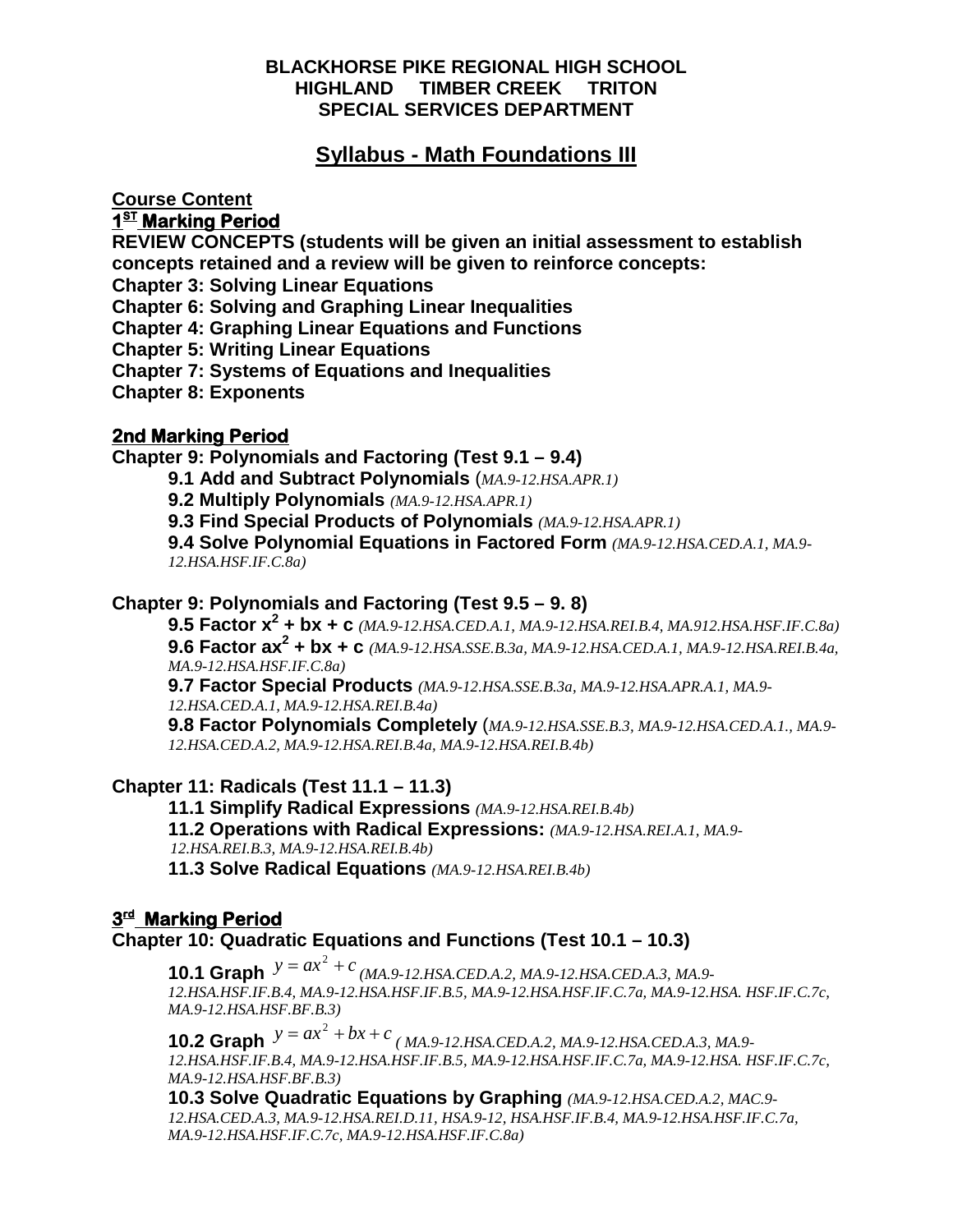**BLACKHORSE PIKE REGIONAL HIGH SCHOOL**
**HIGHLAND TIMBER CREEK TRITON**
**SPECIAL SERVICES DEPARTMENT**

# Syllabus - Math Foundations III

## Course Content

### 1ST Marking Period

**REVIEW CONCEPTS (students will be given an initial assessment to establish concepts retained and a review will be given to reinforce concepts:**

**Chapter 3: Solving Linear Equations**

**Chapter 6: Solving and Graphing Linear Inequalities**

**Chapter 4: Graphing Linear Equations and Functions**

**Chapter 5: Writing Linear Equations**

**Chapter 7: Systems of Equations and Inequalities**

**Chapter 8: Exponents**

### 2nd Marking Period

**Chapter 9: Polynomials and Factoring (Test 9.1 – 9.4)**

- **9.1 Add and Subtract Polynomials** (*MA.9-12.HSA.APR.1)*
- **9.2 Multiply Polynomials** *(MA.9-12.HSA.APR.1)*
- **9.3 Find Special Products of Polynomials** *(MA.9-12.HSA.APR.1)*
- **9.4 Solve Polynomial Equations in Factored Form** *(MA.9-12.HSA.CED.A.1, MA.9-12.HSA.HSF.IF.C.8a)*

**Chapter 9: Polynomials and Factoring (Test 9.5 – 9. 8)**

- **9.5 Factor $x^2 + bx + c$** *(MA.9-12.HSA.CED.A.1, MA.9-12.HSA.REI.B.4, MA.912.HSA.HSF.IF.C.8a)*
- **9.6 Factor $ax^2 + bx + c$** *(MA.9-12.HSA.SSE.B.3a, MA.9-12.HSA.CED.A.1, MA.9-12.HSA.REI.B.4a, MA.9-12.HSA.HSF.IF.C.8a)*
- **9.7 Factor Special Products** *(MA.9-12.HSA.SSE.B.3a, MA.9-12.HSA.APR.A.1, MA.9-12.HSA.CED.A.1, MA.9-12.HSA.REI.B.4a)*
- **9.8 Factor Polynomials Completely** (*MA.9-12.HSA.SSE.B.3, MA.9-12.HSA.CED.A.1., MA.9-12.HSA.CED.A.2, MA.9-12.HSA.REI.B.4a, MA.9-12.HSA.REI.B.4b)*

**Chapter 11: Radicals (Test 11.1 – 11.3)**

- **11.1 Simplify Radical Expressions** *(MA.9-12.HSA.REI.B.4b)*
- **11.2 Operations with Radical Expressions:** *(MA.9-12.HSA.REI.A.1, MA.9-12.HSA.REI.B.3, MA.9-12.HSA.REI.B.4b)*
- **11.3 Solve Radical Equations** *(MA.9-12.HSA.REI.B.4b)*

### 3rd Marking Period

**Chapter 10: Quadratic Equations and Functions (Test 10.1 – 10.3)**

- **10.1 Graph** $y = ax^2 + c$ *(MA.9-12.HSA.CED.A.2, MA.9-12.HSA.CED.A.3, MA.9-12.HSA.HSF.IF.B.4, MA.9-12.HSA.HSF.IF.B.5, MA.9-12.HSA.HSF.IF.C.7a, MA.9-12.HSA. HSF.IF.C.7c, MA.9-12.HSA.HSF.BF.B.3)*
- **10.2 Graph** $y = ax^2 + bx + c$ *( MA.9-12.HSA.CED.A.2, MA.9-12.HSA.CED.A.3, MA.9-12.HSA.HSF.IF.B.4, MA.9-12.HSA.HSF.IF.B.5, MA.9-12.HSA.HSF.IF.C.7a, MA.9-12.HSA. HSF.IF.C.7c, MA.9-12.HSA.HSF.BF.B.3)*
- **10.3 Solve Quadratic Equations by Graphing** *(MA.9-12.HSA.CED.A.2, MAC.9-12.HSA.CED.A.3, MA.9-12.HSA.REI.D.11, HSA.9-12, HSA.HSF.IF.B.4, MA.9-12.HSA.HSF.IF.C.7a, MA.9-12.HSA.HSF.IF.C.7c, MA.9-12.HSA.HSF.IF.C.8a)*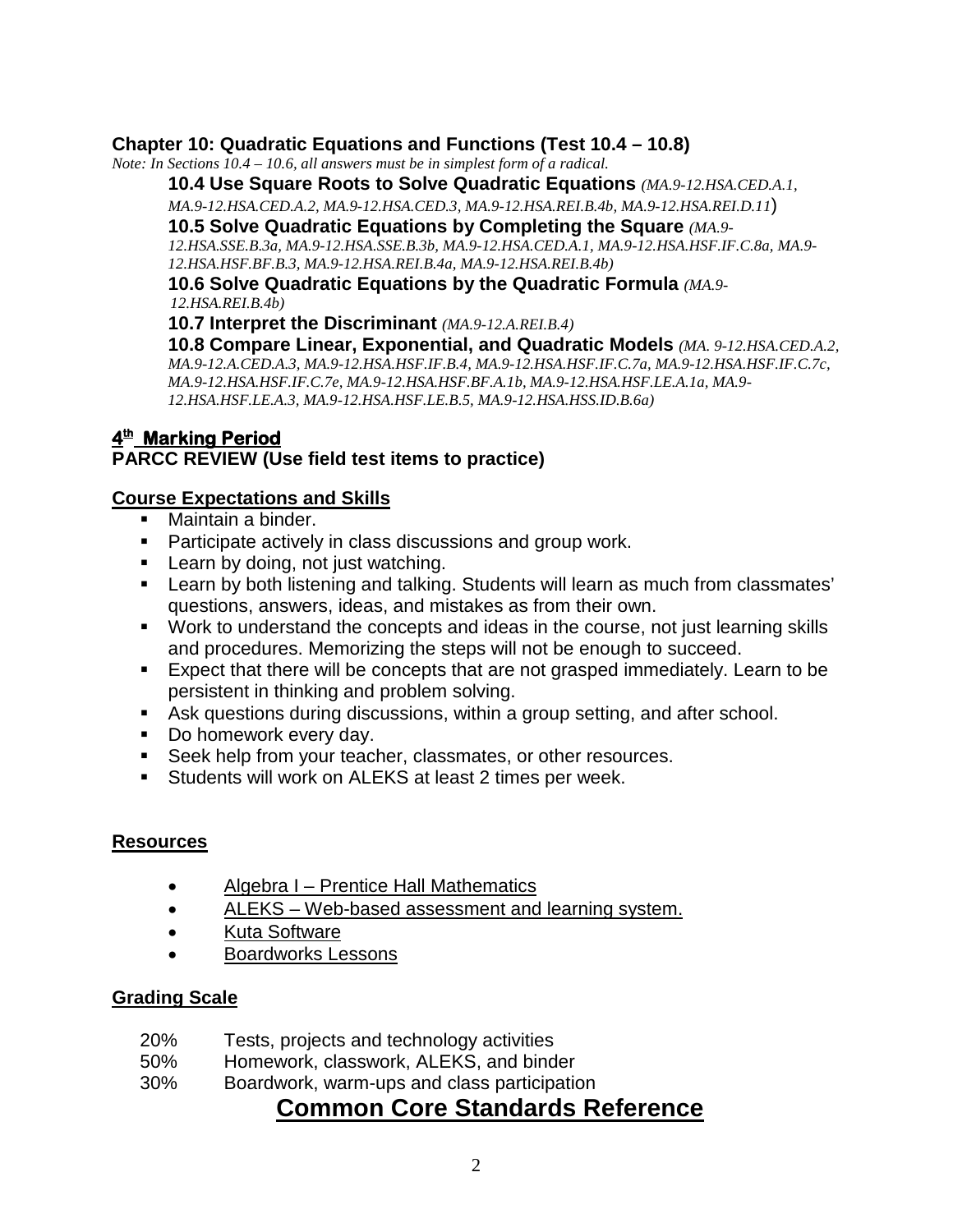### Chapter 10: Quadratic Equations and Functions (Test 10.4 – 10.8)

*Note: In Sections 10.4 – 10.6, all answers must be in simplest form of a radical.*

**10.4 Use Square Roots to Solve Quadratic Equations** *(MA.9-12.HSA.CED.A.1, MA.9-12.HSA.CED.A.2, MA.9-12.HSA.CED.3, MA.9-12.HSA.REI.B.4b, MA.9-12.HSA.REI.D.11)*

**10.5 Solve Quadratic Equations by Completing the Square** *(MA.9-12.HSA.SSE.B.3a, MA.9-12.HSA.SSE.B.3b, MA.9-12.HSA.CED.A.1, MA.9-12.HSA.HSF.IF.C.8a, MA.9-12.HSA.HSF.BF.B.3, MA.9-12.HSA.REI.B.4a, MA.9-12.HSA.REI.B.4b)*

**10.6 Solve Quadratic Equations by the Quadratic Formula** *(MA.9-12.HSA.REI.B.4b)*

**10.7 Interpret the Discriminant** *(MA.9-12.A.REI.B.4)*

**10.8 Compare Linear, Exponential, and Quadratic Models** *(MA. 9-12.HSA.CED.A.2, MA.9-12.A.CED.A.3, MA.9-12.HSA.HSF.IF.B.4, MA.9-12.HSA.HSF.IF.C.7a, MA.9-12.HSA.HSF.IF.C.7c, MA.9-12.HSA.HSF.IF.C.7e, MA.9-12.HSA.HSF.BF.A.1b, MA.9-12.HSA.HSF.LE.A.1a, MA.9-12.HSA.HSF.LE.A.3, MA.9-12.HSA.HSF.LE.B.5, MA.9-12.HSA.HSS.ID.B.6a)*

## 4th Marking Period

**PARCC REVIEW (Use field test items to practice)**

## Course Expectations and Skills

- Maintain a binder.
- Participate actively in class discussions and group work.
- Learn by doing, not just watching.
- Learn by both listening and talking. Students will learn as much from classmates' questions, answers, ideas, and mistakes as from their own.
- Work to understand the concepts and ideas in the course, not just learning skills and procedures. Memorizing the steps will not be enough to succeed.
- Expect that there will be concepts that are not grasped immediately. Learn to be persistent in thinking and problem solving.
- Ask questions during discussions, within a group setting, and after school.
- Do homework every day.
- Seek help from your teacher, classmates, or other resources.
- Students will work on ALEKS at least 2 times per week.

## Resources

- Algebra I – Prentice Hall Mathematics
- ALEKS – Web-based assessment and learning system.
- Kuta Software
- Boardworks Lessons

## Grading Scale

20% Tests, projects and technology activities

50% Homework, classwork, ALEKS, and binder

30% Boardwork, warm-ups and class participation

# Common Core Standards Reference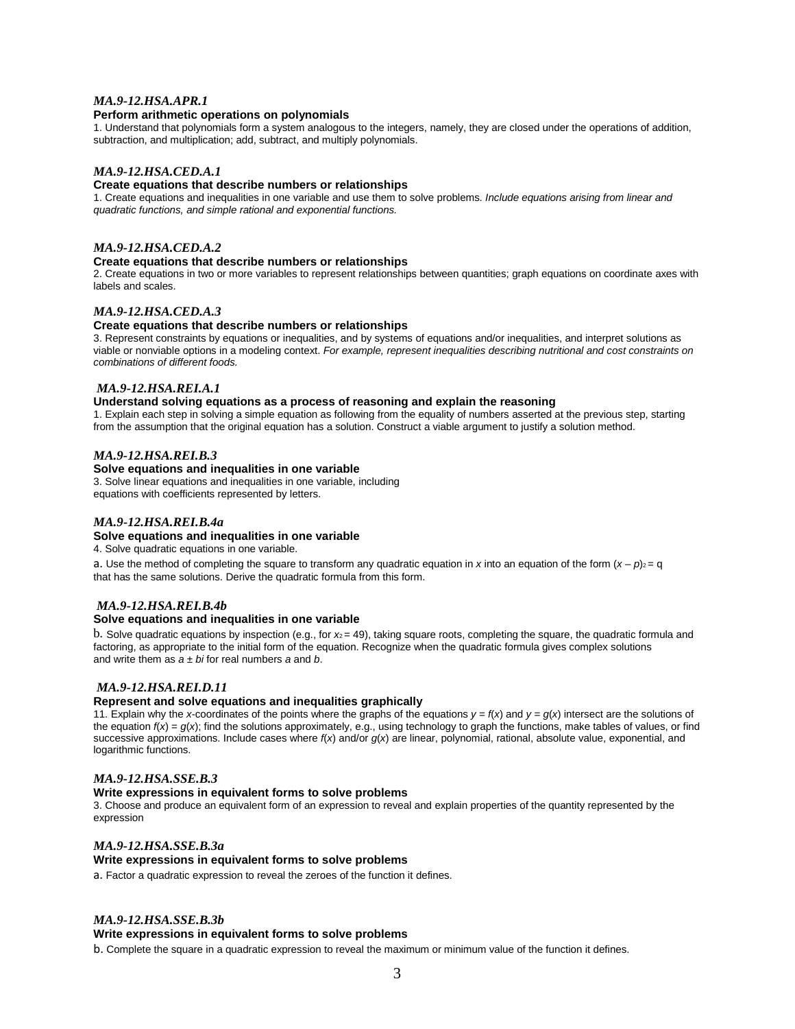### *MA.9-12.HSA.APR.1*

**Perform arithmetic operations on polynomials**

1. Understand that polynomials form a system analogous to the integers, namely, they are closed under the operations of addition, subtraction, and multiplication; add, subtract, and multiply polynomials.

### *MA.9-12.HSA.CED.A.1*

**Create equations that describe numbers or relationships**

1. Create equations and inequalities in one variable and use them to solve problems. *Include equations arising from linear and quadratic functions, and simple rational and exponential functions.*

### *MA.9-12.HSA.CED.A.2*

**Create equations that describe numbers or relationships**

2. Create equations in two or more variables to represent relationships between quantities; graph equations on coordinate axes with labels and scales.

### *MA.9-12.HSA.CED.A.3*

**Create equations that describe numbers or relationships**

3. Represent constraints by equations or inequalities, and by systems of equations and/or inequalities, and interpret solutions as viable or nonviable options in a modeling context. *For example, represent inequalities describing nutritional and cost constraints on combinations of different foods.*

### *MA.9-12.HSA.REI.A.1*

**Understand solving equations as a process of reasoning and explain the reasoning**

1. Explain each step in solving a simple equation as following from the equality of numbers asserted at the previous step, starting from the assumption that the original equation has a solution. Construct a viable argument to justify a solution method.

### *MA.9-12.HSA.REI.B.3*

**Solve equations and inequalities in one variable**

3. Solve linear equations and inequalities in one variable, including equations with coefficients represented by letters.

### *MA.9-12.HSA.REI.B.4a*

**Solve equations and inequalities in one variable**

4. Solve quadratic equations in one variable.

a. Use the method of completing the square to transform any quadratic equation in $x$ into an equation of the form $(x - p)^2 = q$ that has the same solutions. Derive the quadratic formula from this form.

### *MA.9-12.HSA.REI.B.4b*

**Solve equations and inequalities in one variable**

b. Solve quadratic equations by inspection (e.g., for $x^2 = 49$), taking square roots, completing the square, the quadratic formula and factoring, as appropriate to the initial form of the equation. Recognize when the quadratic formula gives complex solutions and write them as $a \pm bi$ for real numbers $a$ and $b$.

### *MA.9-12.HSA.REI.D.11*

**Represent and solve equations and inequalities graphically**

11. Explain why the $x$-coordinates of the points where the graphs of the equations $y = f(x)$ and $y = g(x)$ intersect are the solutions of the equation $f(x) = g(x)$; find the solutions approximately, e.g., using technology to graph the functions, make tables of values, or find successive approximations. Include cases where $f(x)$ and/or $g(x)$ are linear, polynomial, rational, absolute value, exponential, and logarithmic functions.

### *MA.9-12.HSA.SSE.B.3*

**Write expressions in equivalent forms to solve problems**

3. Choose and produce an equivalent form of an expression to reveal and explain properties of the quantity represented by the expression

### *MA.9-12.HSA.SSE.B.3a*

**Write expressions in equivalent forms to solve problems**

a. Factor a quadratic expression to reveal the zeroes of the function it defines.

### *MA.9-12.HSA.SSE.B.3b*

**Write expressions in equivalent forms to solve problems**

b. Complete the square in a quadratic expression to reveal the maximum or minimum value of the function it defines.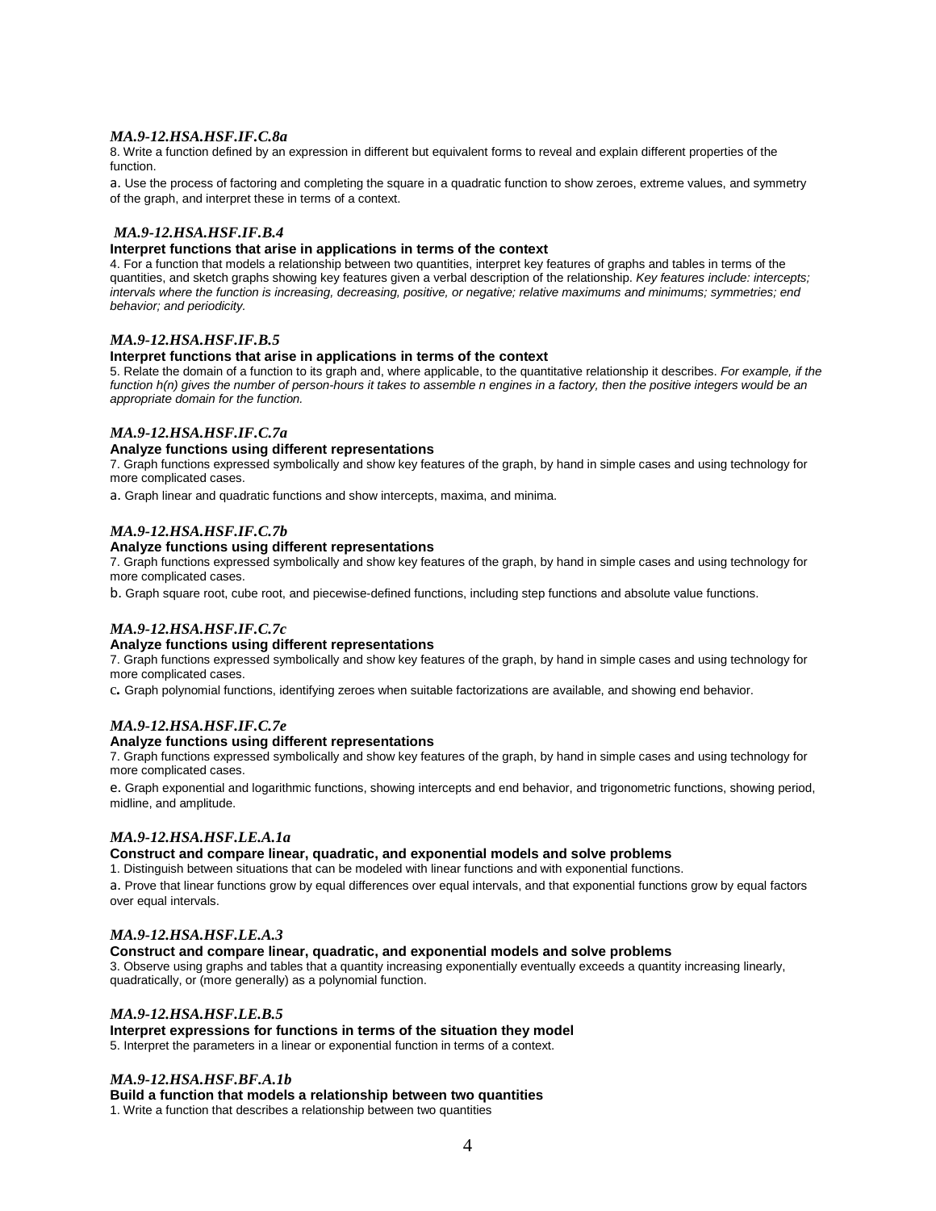### *MA.9-12.HSA.HSF.IF.C.8a*

8. Write a function defined by an expression in different but equivalent forms to reveal and explain different properties of the function.

a. Use the process of factoring and completing the square in a quadratic function to show zeroes, extreme values, and symmetry of the graph, and interpret these in terms of a context.

### *MA.9-12.HSA.HSF.IF.B.4*

**Interpret functions that arise in applications in terms of the context**

4. For a function that models a relationship between two quantities, interpret key features of graphs and tables in terms of the quantities, and sketch graphs showing key features given a verbal description of the relationship. *Key features include: intercepts; intervals where the function is increasing, decreasing, positive, or negative; relative maximums and minimums; symmetries; end behavior; and periodicity.*

### *MA.9-12.HSA.HSF.IF.B.5*

**Interpret functions that arise in applications in terms of the context**

5. Relate the domain of a function to its graph and, where applicable, to the quantitative relationship it describes. *For example, if the function h(n) gives the number of person-hours it takes to assemble n engines in a factory, then the positive integers would be an appropriate domain for the function.*

### *MA.9-12.HSA.HSF.IF.C.7a*

**Analyze functions using different representations**

7. Graph functions expressed symbolically and show key features of the graph, by hand in simple cases and using technology for more complicated cases.

a. Graph linear and quadratic functions and show intercepts, maxima, and minima.

### *MA.9-12.HSA.HSF.IF.C.7b*

**Analyze functions using different representations**

7. Graph functions expressed symbolically and show key features of the graph, by hand in simple cases and using technology for more complicated cases.

b. Graph square root, cube root, and piecewise-defined functions, including step functions and absolute value functions.

### *MA.9-12.HSA.HSF.IF.C.7c*

**Analyze functions using different representations**

7. Graph functions expressed symbolically and show key features of the graph, by hand in simple cases and using technology for more complicated cases.

c. Graph polynomial functions, identifying zeroes when suitable factorizations are available, and showing end behavior.

### *MA.9-12.HSA.HSF.IF.C.7e*

**Analyze functions using different representations**

7. Graph functions expressed symbolically and show key features of the graph, by hand in simple cases and using technology for more complicated cases.

e. Graph exponential and logarithmic functions, showing intercepts and end behavior, and trigonometric functions, showing period, midline, and amplitude.

### *MA.9-12.HSA.HSF.LE.A.1a*

**Construct and compare linear, quadratic, and exponential models and solve problems**

1. Distinguish between situations that can be modeled with linear functions and with exponential functions.

a. Prove that linear functions grow by equal differences over equal intervals, and that exponential functions grow by equal factors over equal intervals.

### *MA.9-12.HSA.HSF.LE.A.3*

**Construct and compare linear, quadratic, and exponential models and solve problems**

3. Observe using graphs and tables that a quantity increasing exponentially eventually exceeds a quantity increasing linearly, quadratically, or (more generally) as a polynomial function.

### *MA.9-12.HSA.HSF.LE.B.5*

**Interpret expressions for functions in terms of the situation they model**

5. Interpret the parameters in a linear or exponential function in terms of a context.

### *MA.9-12.HSA.HSF.BF.A.1b*

**Build a function that models a relationship between two quantities**

1. Write a function that describes a relationship between two quantities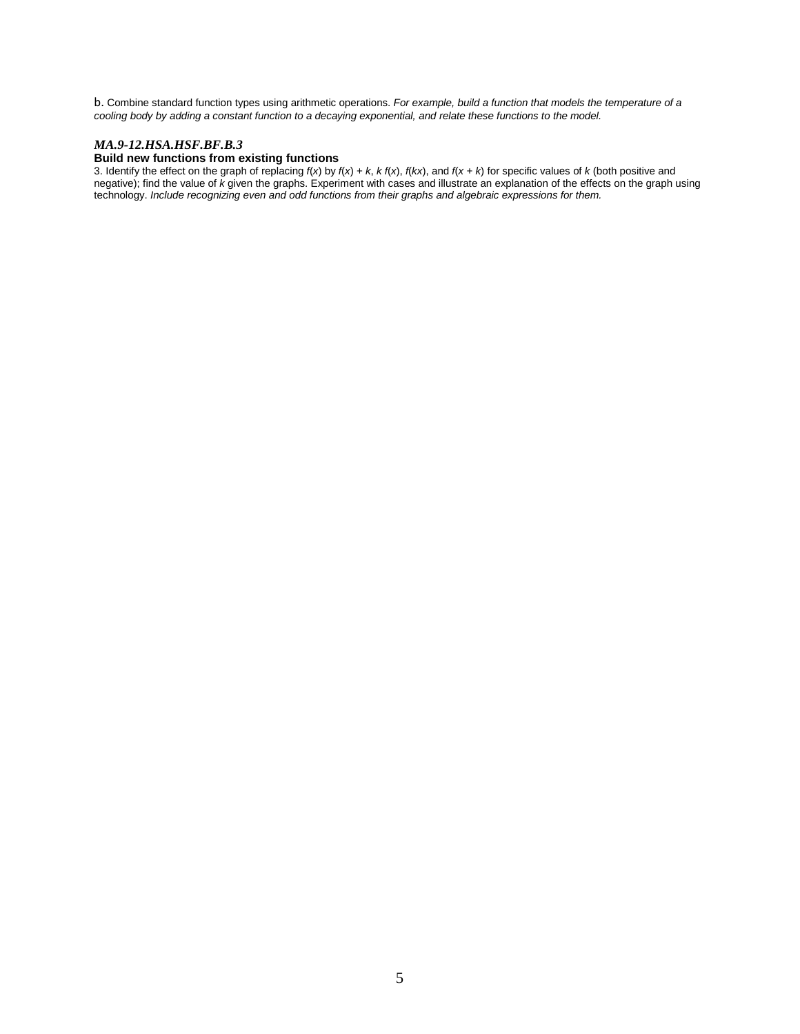b. Combine standard function types using arithmetic operations. *For example, build a function that models the temperature of a cooling body by adding a constant function to a decaying exponential, and relate these functions to the model.*

***MA.9-12.HSA.HSF.BF.B.3***

**Build new functions from existing functions**

3. Identify the effect on the graph of replacing $f(x)$ by $f(x) + k$, $k\,f(x)$, $f(kx)$, and $f(x + k)$ for specific values of $k$ (both positive and negative); find the value of $k$ given the graphs. Experiment with cases and illustrate an explanation of the effects on the graph using technology. *Include recognizing even and odd functions from their graphs and algebraic expressions for them.*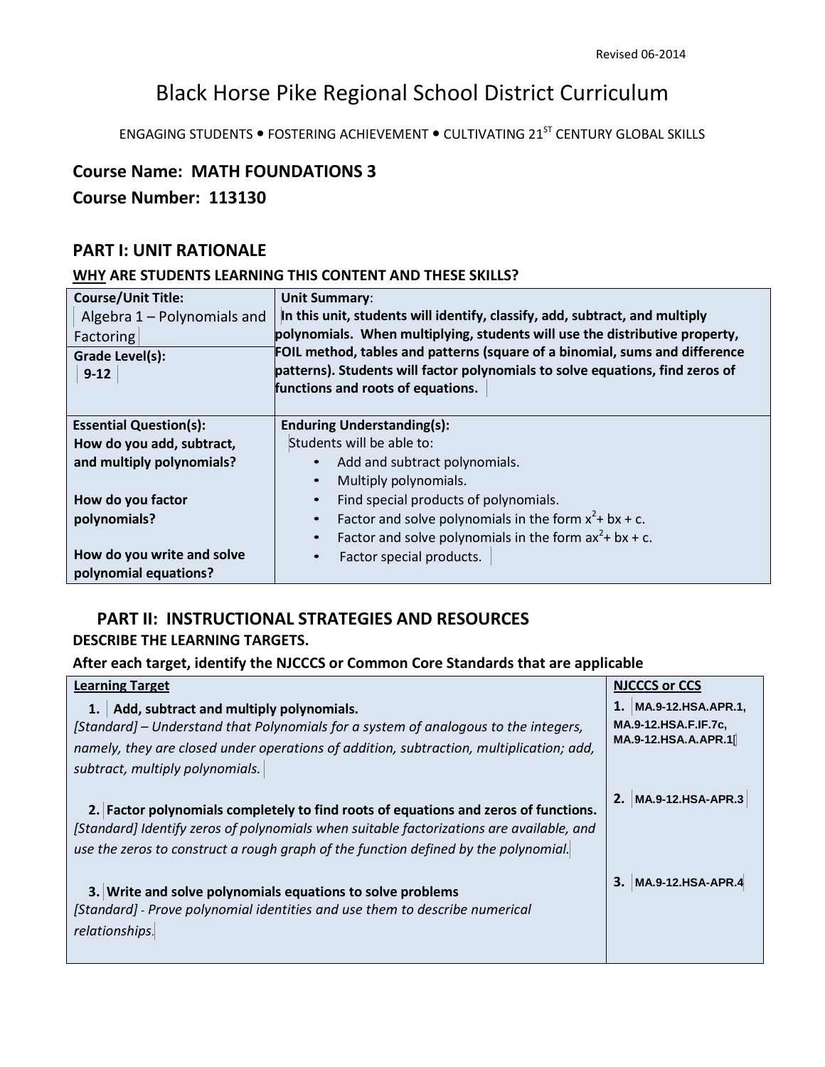Revised 06-2014

# Black Horse Pike Regional School District Curriculum

ENGAGING STUDENTS • FOSTERING ACHIEVEMENT • CULTIVATING 21[ST] CENTURY GLOBAL SKILLS

**Course Name: MATH FOUNDATIONS 3**

**Course Number: 113130**

## PART I: UNIT RATIONALE

**WHY ARE STUDENTS LEARNING THIS CONTENT AND THESE SKILLS?**

| **Course/Unit Title:** Algebra 1 – Polynomials and Factoring <br> **Grade Level(s):** 9-12 | **Unit Summary**: **In this unit, students will identify, classify, add, subtract, and multiply polynomials. When multiplying, students will use the distributive property, FOIL method, tables and patterns (square of a binomial, sums and difference patterns). Students will factor polynomials to solve equations, find zeros of functions and roots of equations.** |
|---|---|
| **Essential Question(s):** <br> **How do you add, subtract, and multiply polynomials?** <br><br> **How do you factor polynomials?** <br><br> **How do you write and solve polynomial equations?** | **Enduring Understanding(s):** <br> Students will be able to: <br> • Add and subtract polynomials. <br> • Multiply polynomials. <br> • Find special products of polynomials. <br> • Factor and solve polynomials in the form $x^2 + bx + c$. <br> • Factor and solve polynomials in the form $ax^2 + bx + c$. <br> • Factor special products. |

## PART II: INSTRUCTIONAL STRATEGIES AND RESOURCES

**DESCRIBE THE LEARNING TARGETS.**

**After each target, identify the NJCCCS or Common Core Standards that are applicable**

| **Learning Target** | **NJCCCS or CCS** |
|---|---|
| **1. Add, subtract and multiply polynomials.** <br> *[Standard] – Understand that Polynomials for a system of analogous to the integers, namely, they are closed under operations of addition, subtraction, multiplication; add, subtract, multiply polynomials.* | **1. MA.9-12.HSA.APR.1, MA.9-12.HSA.F.IF.7c, MA.9-12.HSA.A.APR.1** |
| **2. Factor polynomials completely to find roots of equations and zeros of functions.** <br> *[Standard] Identify zeros of polynomials when suitable factorizations are available, and use the zeros to construct a rough graph of the function defined by the polynomial.* | **2. MA.9-12.HSA-APR.3** |
| **3. Write and solve polynomials equations to solve problems** <br> *[Standard] - Prove polynomial identities and use them to describe numerical relationships.* | **3. MA.9-12.HSA-APR.4** |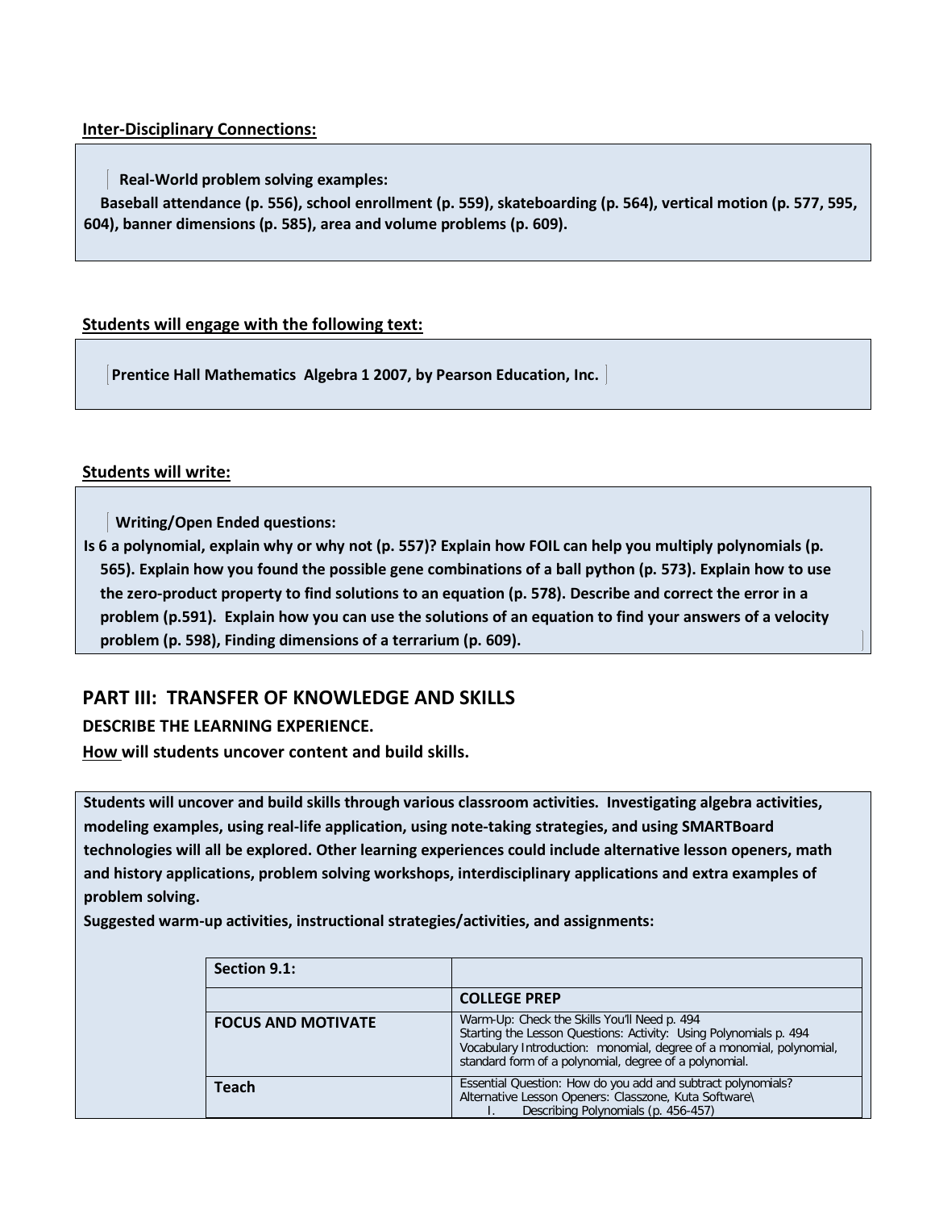**Inter-Disciplinary Connections:**

**Real-World problem solving examples:**
**Baseball attendance (p. 556), school enrollment (p. 559), skateboarding (p. 564), vertical motion (p. 577, 595, 604), banner dimensions (p. 585), area and volume problems (p. 609).**

**Students will engage with the following text:**

**Prentice Hall Mathematics Algebra 1 2007, by Pearson Education, Inc.**

**Students will write:**

**Writing/Open Ended questions:**
**Is 6 a polynomial, explain why or why not (p. 557)? Explain how FOIL can help you multiply polynomials (p. 565). Explain how you found the possible gene combinations of a ball python (p. 573). Explain how to use the zero-product property to find solutions to an equation (p. 578). Describe and correct the error in a problem (p.591). Explain how you can use the solutions of an equation to find your answers of a velocity problem (p. 598), Finding dimensions of a terrarium (p. 609).**

## PART III: TRANSFER OF KNOWLEDGE AND SKILLS

**DESCRIBE THE LEARNING EXPERIENCE.**

**How will students uncover content and build skills.**

**Students will uncover and build skills through various classroom activities. Investigating algebra activities, modeling examples, using real-life application, using note-taking strategies, and using SMARTBoard technologies will all be explored. Other learning experiences could include alternative lesson openers, math and history applications, problem solving workshops, interdisciplinary applications and extra examples of problem solving.**

**Suggested warm-up activities, instructional strategies/activities, and assignments:**

| **Section 9.1:** | |
|---|---|
| | **COLLEGE PREP** |
| **FOCUS AND MOTIVATE** | Warm-Up: Check the Skills You'll Need p. 494<br>Starting the Lesson Questions: Activity: Using Polynomials p. 494<br>Vocabulary Introduction: monomial, degree of a monomial, polynomial, standard form of a polynomial, degree of a polynomial. |
| **Teach** | Essential Question: How do you add and subtract polynomials?<br>Alternative Lesson Openers: Classzone, Kuta Software\<br>I. Describing Polynomials (p. 456-457) |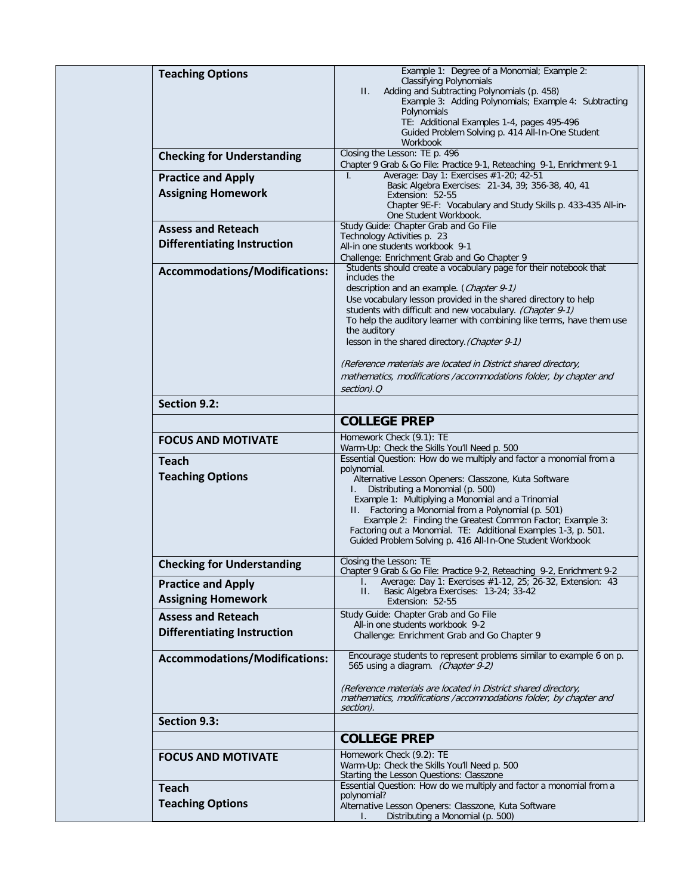| | | |
|---|---|---|
| | **Teaching Options** | Example 1: Degree of a Monomial; Example 2: Classifying Polynomials<br>II. Adding and Subtracting Polynomials (p. 458)<br>Example 3: Adding Polynomials; Example 4: Subtracting Polynomials<br>TE: Additional Examples 1-4, pages 495-496<br>Guided Problem Solving p. 414 All-In-One Student Workbook |
| | **Checking for Understanding** | Closing the Lesson: TE p. 496<br>Chapter 9 Grab & Go File: Practice 9-1, Reteaching 9-1, Enrichment 9-1 |
| | **Practice and Apply**<br>**Assigning Homework** | I. Average: Day 1: Exercises #1-20; 42-51<br>Basic Algebra Exercises: 21-34, 39; 356-38, 40, 41<br>Extension: 52-55<br>Chapter 9E-F: Vocabulary and Study Skills p. 433-435 All-in-One Student Workbook. |
| | **Assess and Reteach**<br>**Differentiating Instruction** | Study Guide: Chapter Grab and Go File<br>Technology Activities p. 23<br>All-in one students workbook 9-1<br>Challenge: Enrichment Grab and Go Chapter 9 |
| | **Accommodations/Modifications:** | Students should create a vocabulary page for their notebook that includes the description and an example. (*Chapter 9-1)*<br>Use vocabulary lesson provided in the shared directory to help students with difficult and new vocabulary. *(Chapter 9-1)*<br>To help the auditory learner with combining like terms, have them use the auditory lesson in the shared directory.*(Chapter 9-1)*<br><br>*(Reference materials are located in District shared directory, mathematics, modifications /accommodations folder, by chapter and section).Q* |
| | **Section 9.2:** | |
| | | **COLLEGE PREP** |
| | **FOCUS AND MOTIVATE** | Homework Check (9.1): TE<br>Warm-Up: Check the Skills You'll Need p. 500 |
| | **Teach**<br>**Teaching Options** | Essential Question: How do we multiply and factor a monomial from a polynomial.<br>Alternative Lesson Openers: Classzone, Kuta Software<br>I. Distributing a Monomial (p. 500)<br>Example 1: Multiplying a Monomial and a Trinomial<br>II. Factoring a Monomial from a Polynomial (p. 501)<br>Example 2: Finding the Greatest Common Factor; Example 3: Factoring out a Monomial. TE: Additional Examples 1-3, p. 501.<br>Guided Problem Solving p. 416 All-In-One Student Workbook |
| | **Checking for Understanding** | Closing the Lesson: TE<br>Chapter 9 Grab & Go File: Practice 9-2, Reteaching 9-2, Enrichment 9-2 |
| | **Practice and Apply**<br>**Assigning Homework** | I. Average: Day 1: Exercises #1-12, 25; 26-32, Extension: 43<br>II. Basic Algebra Exercises: 13-24; 33-42<br>Extension: 52-55 |
| | **Assess and Reteach**<br>**Differentiating Instruction** | Study Guide: Chapter Grab and Go File<br>All-in one students workbook 9-2<br>Challenge: Enrichment Grab and Go Chapter 9 |
| | **Accommodations/Modifications:** | Encourage students to represent problems similar to example 6 on p. 565 using a diagram. *(Chapter 9-2)*<br><br>*(Reference materials are located in District shared directory, mathematics, modifications /accommodations folder, by chapter and section).* |
| | **Section 9.3:** | |
| | | **COLLEGE PREP** |
| | **FOCUS AND MOTIVATE** | Homework Check (9.2): TE<br>Warm-Up: Check the Skills You'll Need p. 500<br>Starting the Lesson Questions: Classzone |
| | **Teach**<br>**Teaching Options** | Essential Question: How do we multiply and factor a monomial from a polynomial?<br>Alternative Lesson Openers: Classzone, Kuta Software<br>I. Distributing a Monomial (p. 500) |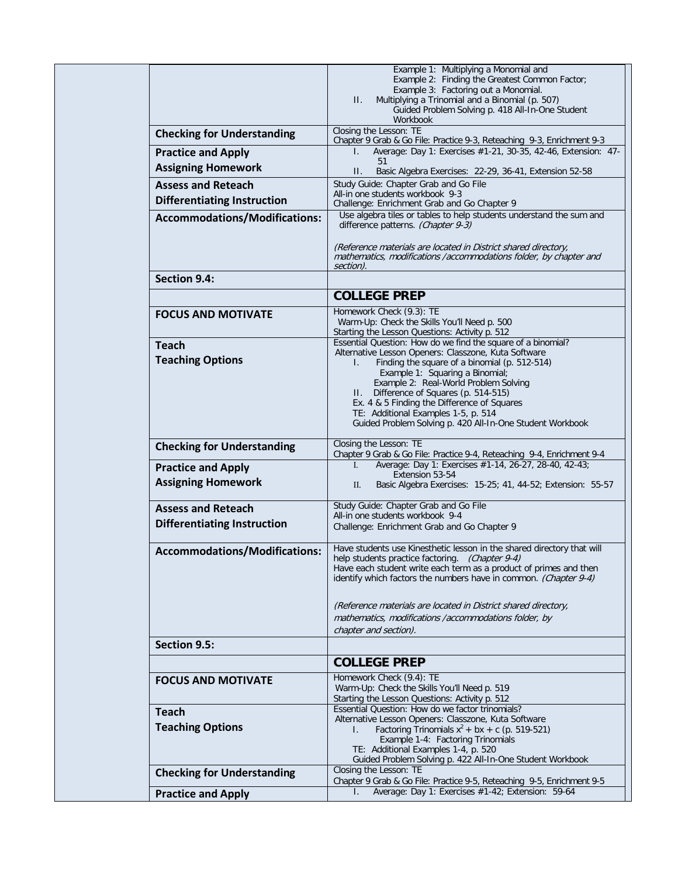| | | |
|---|---|---|
| | | Example 1: Multiplying a Monomial and<br>Example 2: Finding the Greatest Common Factor;<br>Example 3: Factoring out a Monomial.<br>II. Multiplying a Trinomial and a Binomial (p. 507)<br>Guided Problem Solving p. 418 All-In-One Student Workbook |
| | **Checking for Understanding** | Closing the Lesson: TE<br>Chapter 9 Grab & Go File: Practice 9-3, Reteaching 9-3, Enrichment 9-3 |
| | **Practice and Apply**<br>**Assigning Homework** | I. Average: Day 1: Exercises #1-21, 30-35, 42-46, Extension: 47-51<br>II. Basic Algebra Exercises: 22-29, 36-41, Extension 52-58 |
| | **Assess and Reteach**<br>**Differentiating Instruction** | Study Guide: Chapter Grab and Go File<br>All-in one students workbook 9-3<br>Challenge: Enrichment Grab and Go Chapter 9 |
| | **Accommodations/Modifications:** | Use algebra tiles or tables to help students understand the sum and difference patterns. *(Chapter 9-3)*<br><br>*(Reference materials are located in District shared directory, mathematics, modifications /accommodations folder, by chapter and section).* |
| | **Section 9.4:** | |
| | | **COLLEGE PREP** |
| | **FOCUS AND MOTIVATE** | Homework Check (9.3): TE<br>Warm-Up: Check the Skills You'll Need p. 500<br>Starting the Lesson Questions: Activity p. 512 |
| | **Teach**<br>**Teaching Options** | Essential Question: How do we find the square of a binomial?<br>Alternative Lesson Openers: Classzone, Kuta Software<br>I. Finding the square of a binomial (p. 512-514)<br>Example 1: Squaring a Binomial;<br>Example 2: Real-World Problem Solving<br>II. Difference of Squares (p. 514-515)<br>Ex. 4 & 5 Finding the Difference of Squares<br>TE: Additional Examples 1-5, p. 514<br>Guided Problem Solving p. 420 All-In-One Student Workbook |
| | **Checking for Understanding** | Closing the Lesson: TE<br>Chapter 9 Grab & Go File: Practice 9-4, Reteaching 9-4, Enrichment 9-4 |
| | **Practice and Apply**<br>**Assigning Homework** | I. Average: Day 1: Exercises #1-14, 26-27, 28-40, 42-43; Extension 53-54<br>II. Basic Algebra Exercises: 15-25; 41, 44-52; Extension: 55-57 |
| | **Assess and Reteach**<br>**Differentiating Instruction** | Study Guide: Chapter Grab and Go File<br>All-in one students workbook 9-4<br>Challenge: Enrichment Grab and Go Chapter 9 |
| | **Accommodations/Modifications:** | Have students use Kinesthetic lesson in the shared directory that will help students practice factoring. *(Chapter 9-4)*<br>Have each student write each term as a product of primes and then identify which factors the numbers have in common. *(Chapter 9-4)*<br><br>*(Reference materials are located in District shared directory, mathematics, modifications /accommodations folder, by chapter and section).* |
| | **Section 9.5:** | |
| | | **COLLEGE PREP** |
| | **FOCUS AND MOTIVATE** | Homework Check (9.4): TE<br>Warm-Up: Check the Skills You'll Need p. 519<br>Starting the Lesson Questions: Activity p. 512 |
| | **Teach**<br>**Teaching Options** | Essential Question: How do we factor trinomials?<br>Alternative Lesson Openers: Classzone, Kuta Software<br>I. Factoring Trinomials $x^2 + bx + c$ (p. 519-521)<br>Example 1-4: Factoring Trinomials<br>TE: Additional Examples 1-4, p. 520<br>Guided Problem Solving p. 422 All-In-One Student Workbook |
| | **Checking for Understanding** | Closing the Lesson: TE<br>Chapter 9 Grab & Go File: Practice 9-5, Reteaching 9-5, Enrichment 9-5 |
| | **Practice and Apply** | I. Average: Day 1: Exercises #1-42; Extension: 59-64 |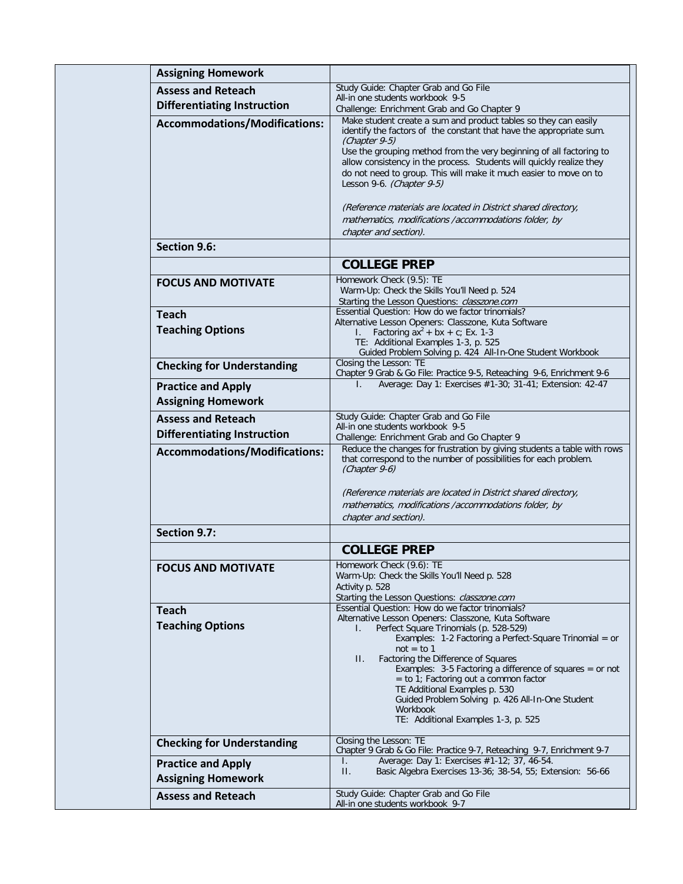| | |
|---|---|
| **Assigning Homework** | |
| **Assess and Reteach**<br>**Differentiating Instruction** | Study Guide: Chapter Grab and Go File<br>All-in one students workbook 9-5<br>Challenge: Enrichment Grab and Go Chapter 9 |
| **Accommodations/Modifications:** | Make student create a sum and product tables so they can easily identify the factors of the constant that have the appropriate sum. *(Chapter 9-5)*<br>Use the grouping method from the very beginning of all factoring to allow consistency in the process. Students will quickly realize they do not need to group. This will make it much easier to move on to Lesson 9-6. *(Chapter 9-5)*<br><br>*(Reference materials are located in District shared directory, mathematics, modifications /accommodations folder, by chapter and section).* |
| **Section 9.6:** | |
| | **COLLEGE PREP** |
| **FOCUS AND MOTIVATE** | Homework Check (9.5): TE<br>Warm-Up: Check the Skills You'll Need p. 524<br>Starting the Lesson Questions: *classzone.com* |
| **Teach**<br>**Teaching Options** | Essential Question: How do we factor trinomials?<br>Alternative Lesson Openers: Classzone, Kuta Software<br>I. Factoring $ax^2 + bx + c$; Ex. 1-3<br>TE: Additional Examples 1-3, p. 525<br>Guided Problem Solving p. 424 All-In-One Student Workbook |
| **Checking for Understanding** | Closing the Lesson: TE<br>Chapter 9 Grab & Go File: Practice 9-5, Reteaching 9-6, Enrichment 9-6 |
| **Practice and Apply**<br>**Assigning Homework** | I. Average: Day 1: Exercises #1-30; 31-41; Extension: 42-47 |
| **Assess and Reteach**<br>**Differentiating Instruction** | Study Guide: Chapter Grab and Go File<br>All-in one students workbook 9-5<br>Challenge: Enrichment Grab and Go Chapter 9 |
| **Accommodations/Modifications:** | Reduce the changes for frustration by giving students a table with rows that correspond to the number of possibilities for each problem. *(Chapter 9-6)*<br><br>*(Reference materials are located in District shared directory, mathematics, modifications /accommodations folder, by chapter and section).* |
| **Section 9.7:** | |
| | **COLLEGE PREP** |
| **FOCUS AND MOTIVATE** | Homework Check (9.6): TE<br>Warm-Up: Check the Skills You'll Need p. 528<br>Activity p. 528<br>Starting the Lesson Questions: *classzone.com* |
| **Teach**<br>**Teaching Options** | Essential Question: How do we factor trinomials?<br>Alternative Lesson Openers: Classzone, Kuta Software<br>I. Perfect Square Trinomials (p. 528-529)<br>Examples: 1-2 Factoring a Perfect-Square Trinomial = or not = to 1<br>II. Factoring the Difference of Squares<br>Examples: 3-5 Factoring a difference of squares = or not = to 1; Factoring out a common factor<br>TE Additional Examples p. 530<br>Guided Problem Solving p. 426 All-In-One Student Workbook<br>TE: Additional Examples 1-3, p. 525 |
| **Checking for Understanding** | Closing the Lesson: TE<br>Chapter 9 Grab & Go File: Practice 9-7, Reteaching 9-7, Enrichment 9-7 |
| **Practice and Apply**<br>**Assigning Homework** | I. Average: Day 1: Exercises #1-12; 37, 46-54.<br>II. Basic Algebra Exercises 13-36; 38-54, 55; Extension: 56-66 |
| **Assess and Reteach** | Study Guide: Chapter Grab and Go File<br>All-in one students workbook 9-7 |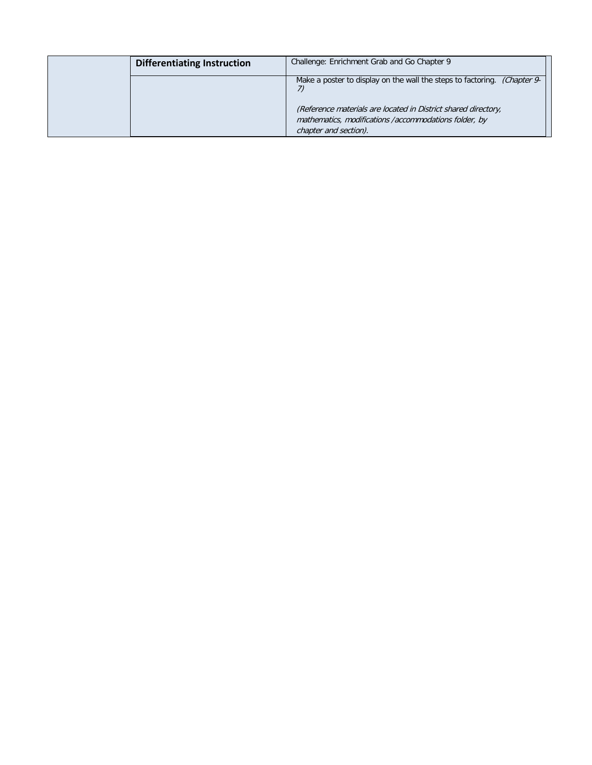| | | |
|---|---|---|
| | **Differentiating Instruction** | Challenge: Enrichment Grab and Go Chapter 9 |
| | | Make a poster to display on the wall the steps to factoring. *(Chapter 9-7)*<br><br>*(Reference materials are located in District shared directory, mathematics, modifications /accommodations folder, by chapter and section).* |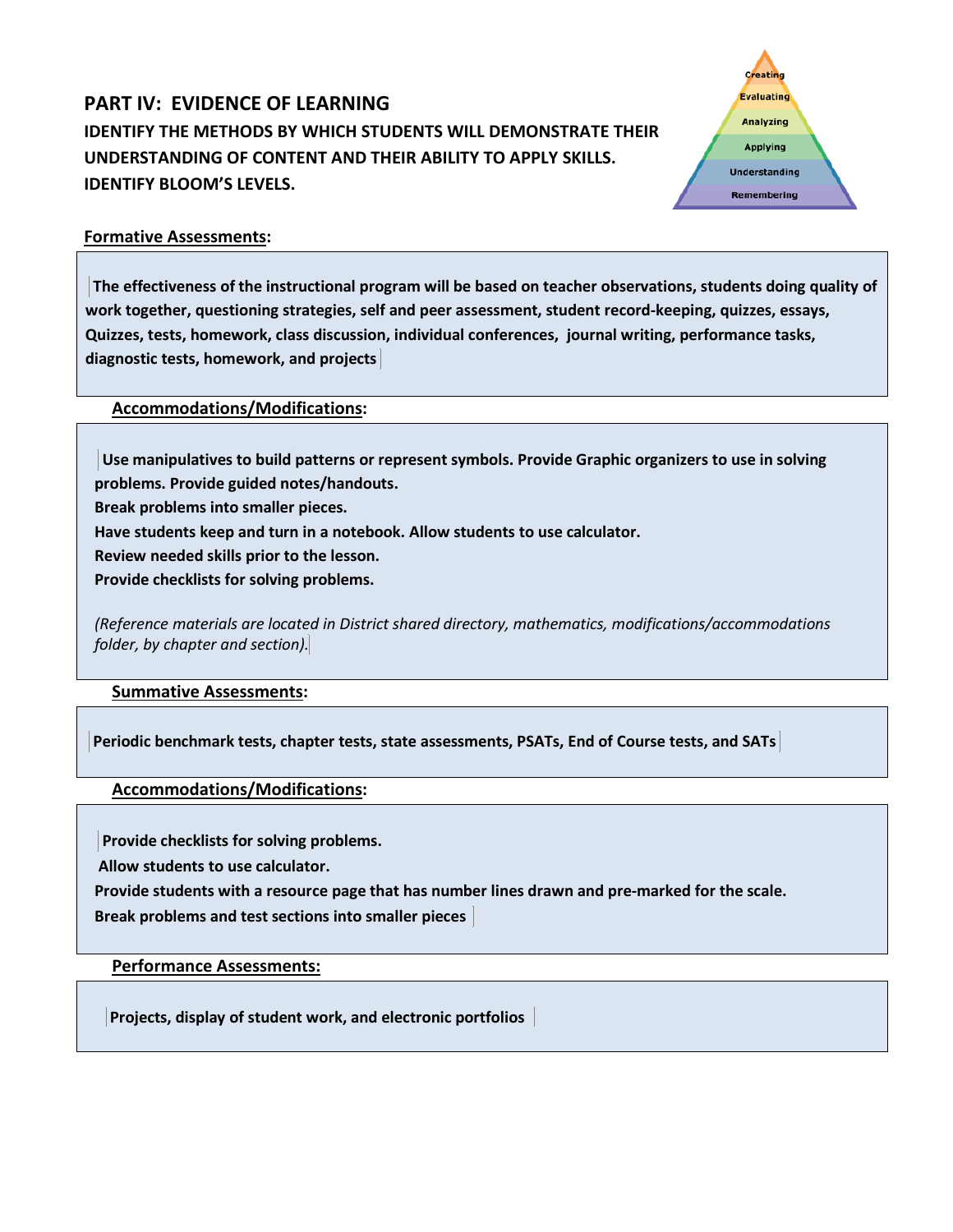## PART IV: EVIDENCE OF LEARNING

**IDENTIFY THE METHODS BY WHICH STUDENTS WILL DEMONSTRATE THEIR UNDERSTANDING OF CONTENT AND THEIR ABILITY TO APPLY SKILLS. IDENTIFY BLOOM'S LEVELS.**

Creating
Evaluating
Analyzing
Applying
Understanding
Remembering

**Formative Assessments:**

**The effectiveness of the instructional program will be based on teacher observations, students doing quality of work together, questioning strategies, self and peer assessment, student record-keeping, quizzes, essays, Quizzes, tests, homework, class discussion, individual conferences, journal writing, performance tasks, diagnostic tests, homework, and projects**

**Accommodations/Modifications:**

**Use manipulatives to build patterns or represent symbols. Provide Graphic organizers to use in solving problems. Provide guided notes/handouts.**
**Break problems into smaller pieces.**
**Have students keep and turn in a notebook. Allow students to use calculator.**
**Review needed skills prior to the lesson.**
**Provide checklists for solving problems.**

*(Reference materials are located in District shared directory, mathematics, modifications/accommodations folder, by chapter and section).*

**Summative Assessments:**

**Periodic benchmark tests, chapter tests, state assessments, PSATs, End of Course tests, and SATs**

**Accommodations/Modifications:**

**Provide checklists for solving problems.**
**Allow students to use calculator.**
**Provide students with a resource page that has number lines drawn and pre-marked for the scale.**
**Break problems and test sections into smaller pieces**

**Performance Assessments:**

**Projects, display of student work, and electronic portfolios**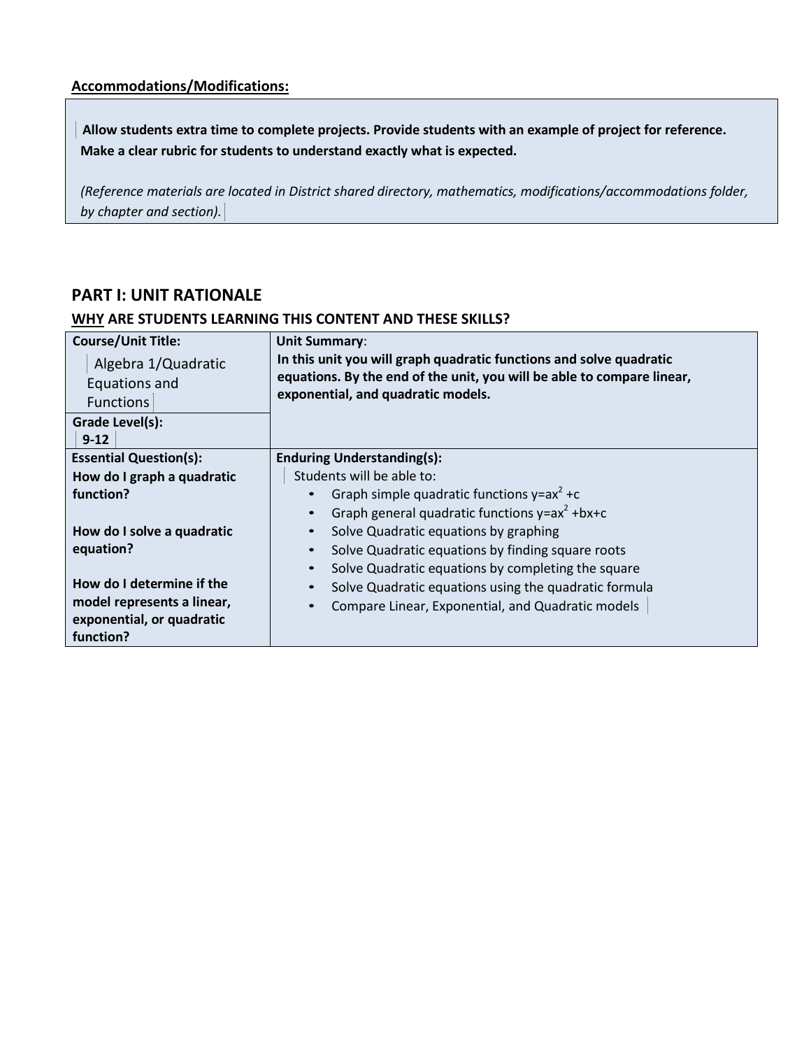**Accommodations/Modifications:**

**Allow students extra time to complete projects. Provide students with an example of project for reference. Make a clear rubric for students to understand exactly what is expected.**

*(Reference materials are located in District shared directory, mathematics, modifications/accommodations folder, by chapter and section).*

## PART I: UNIT RATIONALE

**WHY ARE STUDENTS LEARNING THIS CONTENT AND THESE SKILLS?**

| **Course/Unit Title:** Algebra 1/Quadratic Equations and Functions<br><br>**Grade Level(s):** 9-12 | **Unit Summary:** **In this unit you will graph quadratic functions and solve quadratic equations. By the end of the unit, you will be able to compare linear, exponential, and quadratic models.** |
|---|---|
| **Essential Question(s):**<br>**How do I graph a quadratic function?**<br><br>**How do I solve a quadratic equation?**<br><br>**How do I determine if the model represents a linear, exponential, or quadratic function?** | **Enduring Understanding(s):**<br>Students will be able to:<br>• Graph simple quadratic functions $y=ax^2+c$<br>• Graph general quadratic functions $y=ax^2+bx+c$<br>• Solve Quadratic equations by graphing<br>• Solve Quadratic equations by finding square roots<br>• Solve Quadratic equations by completing the square<br>• Solve Quadratic equations using the quadratic formula<br>• Compare Linear, Exponential, and Quadratic models |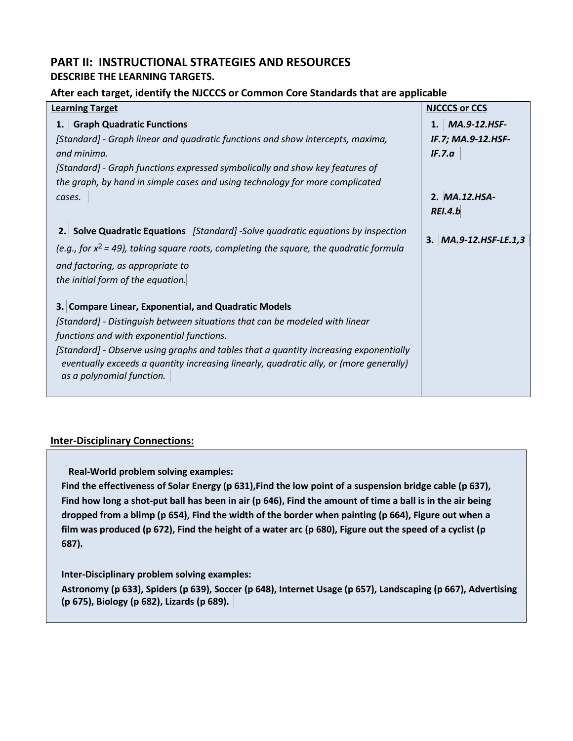## PART II: INSTRUCTIONAL STRATEGIES AND RESOURCES

**DESCRIBE THE LEARNING TARGETS.**

**After each target, identify the NJCCCS or Common Core Standards that are applicable**

| Learning Target | NJCCCS or CCS |
|---|---|
| **1. Graph Quadratic Functions** *[Standard] - Graph linear and quadratic functions and show intercepts, maxima, and minima.* *[Standard] - Graph functions expressed symbolically and show key features of the graph, by hand in simple cases and using technology for more complicated cases.* | **1.** ***MA.9-12.HSF-IF.7; MA.9-12.HSF-IF.7.a*** |
| **2. Solve Quadratic Equations** *[Standard] -Solve quadratic equations by inspection (e.g., for $x^2 = 49$), taking square roots, completing the square, the quadratic formula and factoring, as appropriate to the initial form of the equation.* | **2.** ***MA.12.HSA-REI.4.b*** |
| **3. Compare Linear, Exponential, and Quadratic Models** *[Standard] - Distinguish between situations that can be modeled with linear functions and with exponential functions.* *[Standard] - Observe using graphs and tables that a quantity increasing exponentially eventually exceeds a quantity increasing linearly, quadratic ally, or (more generally) as a polynomial function.* | **3.** ***MA.9-12.HSF-LE.1,3*** |

### Inter-Disciplinary Connections:

**Real-World problem solving examples:**
**Find the effectiveness of Solar Energy (p 631),Find the low point of a suspension bridge cable (p 637), Find how long a shot-put ball has been in air (p 646), Find the amount of time a ball is in the air being dropped from a blimp (p 654), Find the width of the border when painting (p 664), Figure out when a film was produced (p 672), Find the height of a water arc (p 680), Figure out the speed of a cyclist (p 687).**

**Inter-Disciplinary problem solving examples:**
**Astronomy (p 633), Spiders (p 639), Soccer (p 648), Internet Usage (p 657), Landscaping (p 667), Advertising (p 675), Biology (p 682), Lizards (p 689).**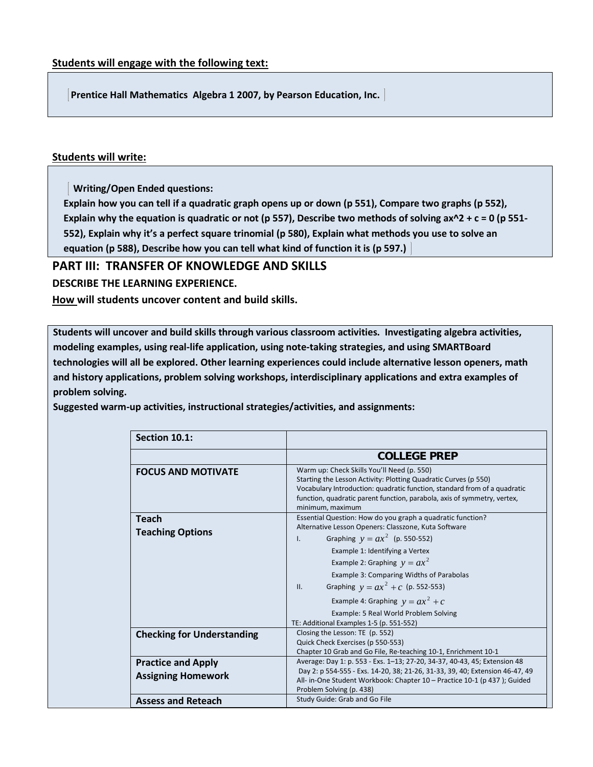**Students will engage with the following text:**

**Prentice Hall Mathematics Algebra 1 2007, by Pearson Education, Inc.**

**Students will write:**

**Writing/Open Ended questions:**
**Explain how you can tell if a quadratic graph opens up or down (p 551), Compare two graphs (p 552), Explain why the equation is quadratic or not (p 557), Describe two methods of solving ax^2 + c = 0 (p 551-552), Explain why it's a perfect square trinomial (p 580), Explain what methods you use to solve an equation (p 588), Describe how you can tell what kind of function it is (p 597.)**

## PART III: TRANSFER OF KNOWLEDGE AND SKILLS

**DESCRIBE THE LEARNING EXPERIENCE.**

**How will students uncover content and build skills.**

**Students will uncover and build skills through various classroom activities. Investigating algebra activities, modeling examples, using real-life application, using note-taking strategies, and using SMARTBoard technologies will all be explored. Other learning experiences could include alternative lesson openers, math and history applications, problem solving workshops, interdisciplinary applications and extra examples of problem solving.**

**Suggested warm-up activities, instructional strategies/activities, and assignments:**

| **Section 10.1:** | |
|---|---|
| | **COLLEGE PREP** |
| **FOCUS AND MOTIVATE** | Warm up: Check Skills You'll Need (p. 550)<br>Starting the Lesson Activity: Plotting Quadratic Curves (p 550)<br>Vocabulary Introduction: quadratic function, standard from of a quadratic function, quadratic parent function, parabola, axis of symmetry, vertex, minimum, maximum |
| **Teach**<br>**Teaching Options** | Essential Question: How do you graph a quadratic function?<br>Alternative Lesson Openers: Classzone, Kuta Software<br>I. Graphing $y = ax^2$ (p. 550-552)<br>Example 1: Identifying a Vertex<br>Example 2: Graphing $y = ax^2$<br>Example 3: Comparing Widths of Parabolas<br>II. Graphing $y = ax^2 + c$ (p. 552-553)<br>Example 4: Graphing $y = ax^2 + c$<br>Example: 5 Real World Problem Solving<br>TE: Additional Examples 1-5 (p. 551-552) |
| **Checking for Understanding** | Closing the Lesson: TE (p. 552)<br>Quick Check Exercises (p 550-553)<br>Chapter 10 Grab and Go File, Re-teaching 10-1, Enrichment 10-1 |
| **Practice and Apply**<br>**Assigning Homework** | Average: Day 1: p. 553 - Exs. 1–13; 27-20, 34-37, 40-43, 45; Extension 48<br>Day 2: p 554-555 - Exs. 14-20, 38; 21-26, 31-33, 39, 40; Extension 46-47, 49<br>All- in-One Student Workbook: Chapter 10 – Practice 10-1 (p 437 ); Guided Problem Solving (p. 438) |
| **Assess and Reteach** | Study Guide: Grab and Go File |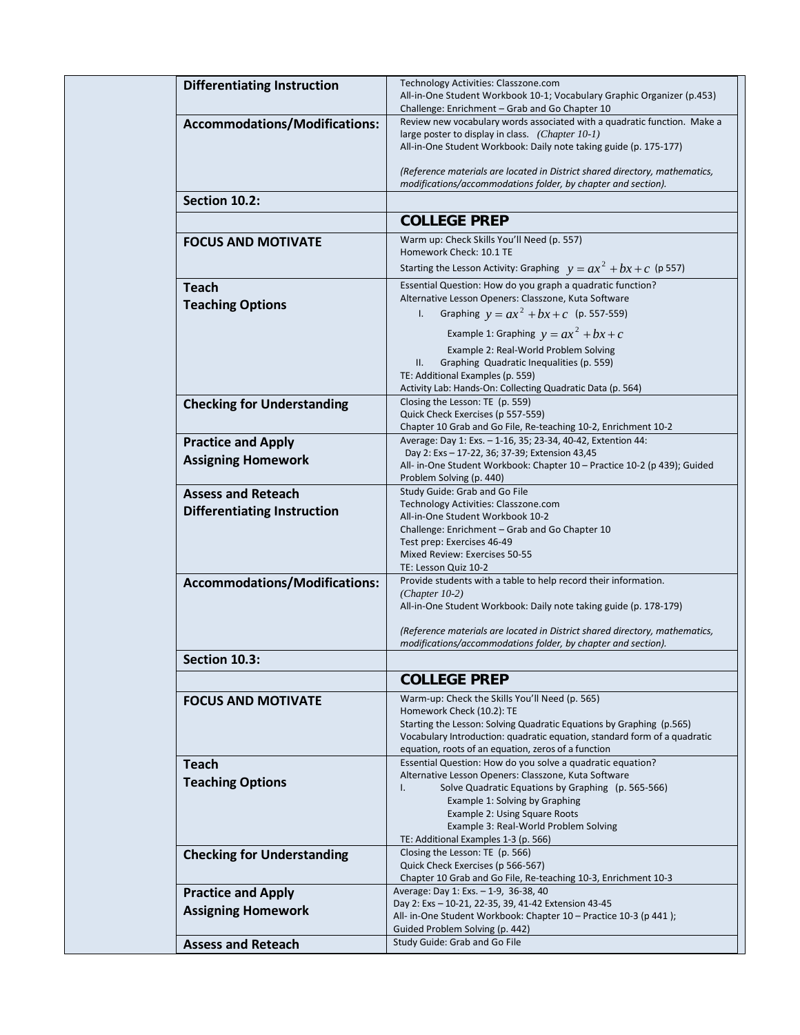| | |
|---|---|
| **Differentiating Instruction** | Technology Activities: Classzone.com<br>All-in-One Student Workbook 10-1; Vocabulary Graphic Organizer (p.453)<br>Challenge: Enrichment – Grab and Go Chapter 10 |
| **Accommodations/Modifications:** | Review new vocabulary words associated with a quadratic function. Make a large poster to display in class. *(Chapter 10-1)*<br>All-in-One Student Workbook: Daily note taking guide (p. 175-177)<br><br>*(Reference materials are located in District shared directory, mathematics, modifications/accommodations folder, by chapter and section).* |
| **Section 10.2:** | |
| | **COLLEGE PREP** |
| **FOCUS AND MOTIVATE** | Warm up: Check Skills You'll Need (p. 557)<br>Homework Check: 10.1 TE<br>Starting the Lesson Activity: Graphing $y = ax^2 + bx + c$ (p 557) |
| **Teach**<br>**Teaching Options** | Essential Question: How do you graph a quadratic function?<br>Alternative Lesson Openers: Classzone, Kuta Software<br>I. Graphing $y = ax^2 + bx + c$ (p. 557-559)<br>Example 1: Graphing $y = ax^2 + bx + c$<br>Example 2: Real-World Problem Solving<br>II. Graphing Quadratic Inequalities (p. 559)<br>TE: Additional Examples (p. 559)<br>Activity Lab: Hands-On: Collecting Quadratic Data (p. 564) |
| **Checking for Understanding** | Closing the Lesson: TE (p. 559)<br>Quick Check Exercises (p 557-559)<br>Chapter 10 Grab and Go File, Re-teaching 10-2, Enrichment 10-2 |
| **Practice and Apply**<br>**Assigning Homework** | Average: Day 1: Exs. – 1-16, 35; 23-34, 40-42, Extention 44:<br>Day 2: Exs – 17-22, 36; 37-39; Extension 43,45<br>All- in-One Student Workbook: Chapter 10 – Practice 10-2 (p 439); Guided Problem Solving (p. 440) |
| **Assess and Reteach**<br>**Differentiating Instruction** | Study Guide: Grab and Go File<br>Technology Activities: Classzone.com<br>All-in-One Student Workbook 10-2<br>Challenge: Enrichment – Grab and Go Chapter 10<br>Test prep: Exercises 46-49<br>Mixed Review: Exercises 50-55<br>TE: Lesson Quiz 10-2 |
| **Accommodations/Modifications:** | Provide students with a table to help record their information. *(Chapter 10-2)*<br>All-in-One Student Workbook: Daily note taking guide (p. 178-179)<br><br>*(Reference materials are located in District shared directory, mathematics, modifications/accommodations folder, by chapter and section).* |
| **Section 10.3:** | |
| | **COLLEGE PREP** |
| **FOCUS AND MOTIVATE** | Warm-up: Check the Skills You'll Need (p. 565)<br>Homework Check (10.2): TE<br>Starting the Lesson: Solving Quadratic Equations by Graphing (p.565)<br>Vocabulary Introduction: quadratic equation, standard form of a quadratic equation, roots of an equation, zeros of a function |
| **Teach**<br>**Teaching Options** | Essential Question: How do you solve a quadratic equation?<br>Alternative Lesson Openers: Classzone, Kuta Software<br>I. Solve Quadratic Equations by Graphing (p. 565-566)<br>Example 1: Solving by Graphing<br>Example 2: Using Square Roots<br>Example 3: Real-World Problem Solving<br>TE: Additional Examples 1-3 (p. 566) |
| **Checking for Understanding** | Closing the Lesson: TE (p. 566)<br>Quick Check Exercises (p 566-567)<br>Chapter 10 Grab and Go File, Re-teaching 10-3, Enrichment 10-3 |
| **Practice and Apply**<br>**Assigning Homework** | Average: Day 1: Exs. – 1-9, 36-38, 40<br>Day 2: Exs – 10-21, 22-35, 39, 41-42 Extension 43-45<br>All- in-One Student Workbook: Chapter 10 – Practice 10-3 (p 441 ); Guided Problem Solving (p. 442) |
| **Assess and Reteach** | Study Guide: Grab and Go File |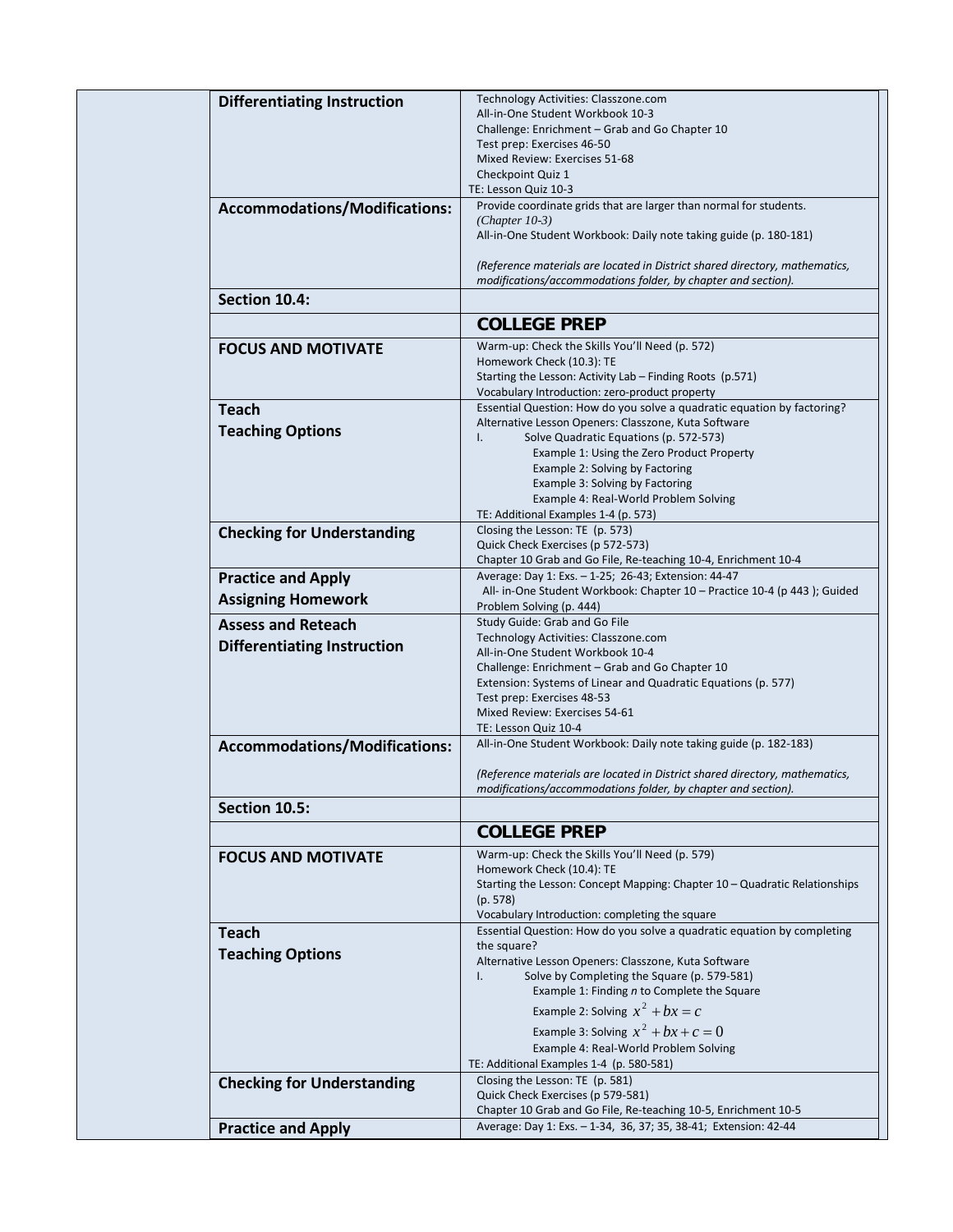| | | |
|---|---|---|
| | **Differentiating Instruction** | Technology Activities: Classzone.com<br>All-in-One Student Workbook 10-3<br>Challenge: Enrichment – Grab and Go Chapter 10<br>Test prep: Exercises 46-50<br>Mixed Review: Exercises 51-68<br>Checkpoint Quiz 1<br>TE: Lesson Quiz 10-3 |
| | **Accommodations/Modifications:** | Provide coordinate grids that are larger than normal for students. *(Chapter 10-3)*<br>All-in-One Student Workbook: Daily note taking guide (p. 180-181)<br><br>*(Reference materials are located in District shared directory, mathematics, modifications/accommodations folder, by chapter and section).* |
| | **Section 10.4:** | |
| | | **COLLEGE PREP** |
| | **FOCUS AND MOTIVATE** | Warm-up: Check the Skills You'll Need (p. 572)<br>Homework Check (10.3): TE<br>Starting the Lesson: Activity Lab – Finding Roots (p.571)<br>Vocabulary Introduction: zero-product property |
| | **Teach**<br>**Teaching Options** | Essential Question: How do you solve a quadratic equation by factoring?<br>Alternative Lesson Openers: Classzone, Kuta Software<br>I. Solve Quadratic Equations (p. 572-573)<br>Example 1: Using the Zero Product Property<br>Example 2: Solving by Factoring<br>Example 3: Solving by Factoring<br>Example 4: Real-World Problem Solving<br>TE: Additional Examples 1-4 (p. 573) |
| | **Checking for Understanding** | Closing the Lesson: TE (p. 573)<br>Quick Check Exercises (p 572-573)<br>Chapter 10 Grab and Go File, Re-teaching 10-4, Enrichment 10-4 |
| | **Practice and Apply**<br>**Assigning Homework** | Average: Day 1: Exs. – 1-25; 26-43; Extension: 44-47<br>All- in-One Student Workbook: Chapter 10 – Practice 10-4 (p 443 ); Guided Problem Solving (p. 444) |
| | **Assess and Reteach**<br>**Differentiating Instruction** | Study Guide: Grab and Go File<br>Technology Activities: Classzone.com<br>All-in-One Student Workbook 10-4<br>Challenge: Enrichment – Grab and Go Chapter 10<br>Extension: Systems of Linear and Quadratic Equations (p. 577)<br>Test prep: Exercises 48-53<br>Mixed Review: Exercises 54-61<br>TE: Lesson Quiz 10-4 |
| | **Accommodations/Modifications:** | All-in-One Student Workbook: Daily note taking guide (p. 182-183)<br><br>*(Reference materials are located in District shared directory, mathematics, modifications/accommodations folder, by chapter and section).* |
| | **Section 10.5:** | |
| | | **COLLEGE PREP** |
| | **FOCUS AND MOTIVATE** | Warm-up: Check the Skills You'll Need (p. 579)<br>Homework Check (10.4): TE<br>Starting the Lesson: Concept Mapping: Chapter 10 – Quadratic Relationships (p. 578)<br>Vocabulary Introduction: completing the square |
| | **Teach**<br>**Teaching Options** | Essential Question: How do you solve a quadratic equation by completing the square?<br>Alternative Lesson Openers: Classzone, Kuta Software<br>I. Solve by Completing the Square (p. 579-581)<br>Example 1: Finding *n* to Complete the Square<br>Example 2: Solving $x^2 + bx = c$<br>Example 3: Solving $x^2 + bx + c = 0$<br>Example 4: Real-World Problem Solving<br>TE: Additional Examples 1-4 (p. 580-581) |
| | **Checking for Understanding** | Closing the Lesson: TE (p. 581)<br>Quick Check Exercises (p 579-581)<br>Chapter 10 Grab and Go File, Re-teaching 10-5, Enrichment 10-5 |
| | **Practice and Apply** | Average: Day 1: Exs. – 1-34, 36, 37; 35, 38-41; Extension: 42-44 |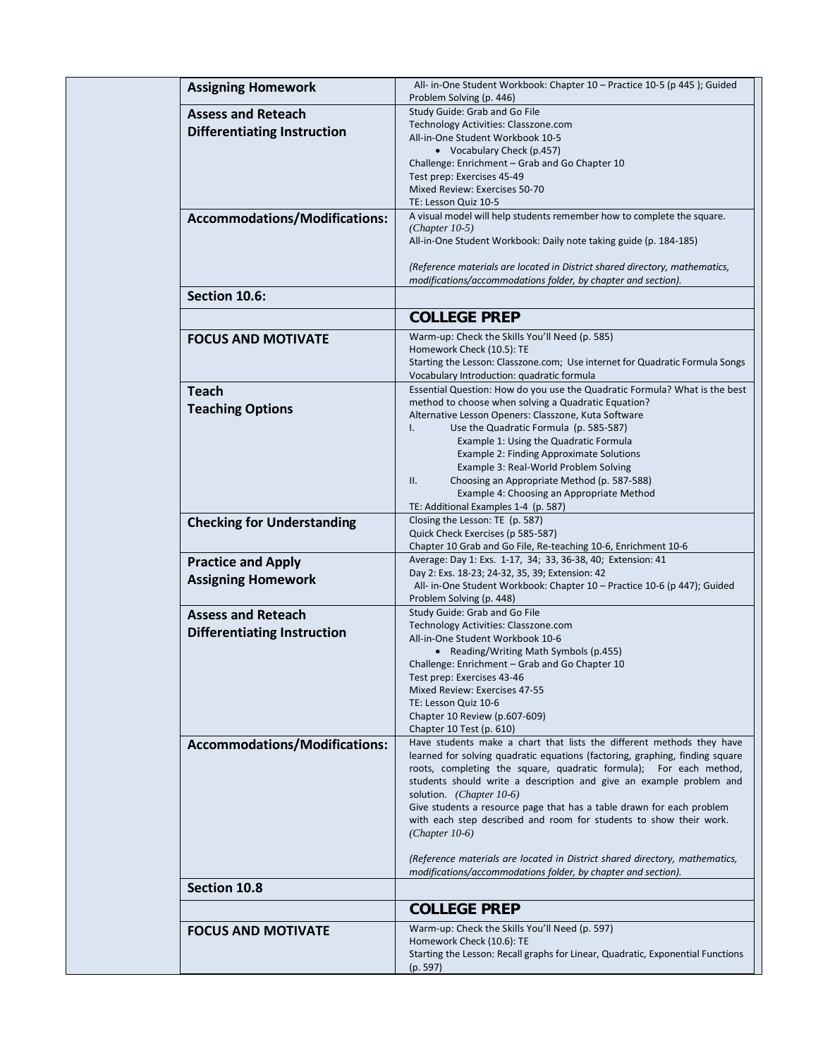| | | |
|---|---|---|
| | **Assigning Homework** | All- in-One Student Workbook: Chapter 10 – Practice 10-5 (p 445 ); Guided Problem Solving (p. 446) |
| | **Assess and Reteach**<br>**Differentiating Instruction** | Study Guide: Grab and Go File<br>Technology Activities: Classzone.com<br>All-in-One Student Workbook 10-5<br>• Vocabulary Check (p.457)<br>Challenge: Enrichment – Grab and Go Chapter 10<br>Test prep: Exercises 45-49<br>Mixed Review: Exercises 50-70<br>TE: Lesson Quiz 10-5 |
| | **Accommodations/Modifications:** | A visual model will help students remember how to complete the square. *(Chapter 10-5)*<br>All-in-One Student Workbook: Daily note taking guide (p. 184-185)<br><br>*(Reference materials are located in District shared directory, mathematics, modifications/accommodations folder, by chapter and section).* |
| | **Section 10.6:** | |
| | | **COLLEGE PREP** |
| | **FOCUS AND MOTIVATE** | Warm-up: Check the Skills You'll Need (p. 585)<br>Homework Check (10.5): TE<br>Starting the Lesson: Classzone.com; Use internet for Quadratic Formula Songs<br>Vocabulary Introduction: quadratic formula |
| | **Teach**<br>**Teaching Options** | Essential Question: How do you use the Quadratic Formula? What is the best method to choose when solving a Quadratic Equation?<br>Alternative Lesson Openers: Classzone, Kuta Software<br>I. Use the Quadratic Formula (p. 585-587)<br>Example 1: Using the Quadratic Formula<br>Example 2: Finding Approximate Solutions<br>Example 3: Real-World Problem Solving<br>II. Choosing an Appropriate Method (p. 587-588)<br>Example 4: Choosing an Appropriate Method<br>TE: Additional Examples 1-4 (p. 587) |
| | **Checking for Understanding** | Closing the Lesson: TE (p. 587)<br>Quick Check Exercises (p 585-587)<br>Chapter 10 Grab and Go File, Re-teaching 10-6, Enrichment 10-6 |
| | **Practice and Apply**<br>**Assigning Homework** | Average: Day 1: Exs. 1-17, 34; 33, 36-38, 40; Extension: 41<br>Day 2: Exs. 18-23; 24-32, 35, 39; Extension: 42<br>All- in-One Student Workbook: Chapter 10 – Practice 10-6 (p 447); Guided Problem Solving (p. 448) |
| | **Assess and Reteach**<br>**Differentiating Instruction** | Study Guide: Grab and Go File<br>Technology Activities: Classzone.com<br>All-in-One Student Workbook 10-6<br>• Reading/Writing Math Symbols (p.455)<br>Challenge: Enrichment – Grab and Go Chapter 10<br>Test prep: Exercises 43-46<br>Mixed Review: Exercises 47-55<br>TE: Lesson Quiz 10-6<br>Chapter 10 Review (p.607-609)<br>Chapter 10 Test (p. 610) |
| | **Accommodations/Modifications:** | Have students make a chart that lists the different methods they have learned for solving quadratic equations (factoring, graphing, finding square roots, completing the square, quadratic formula); For each method, students should write a description and give an example problem and solution. *(Chapter 10-6)*<br>Give students a resource page that has a table drawn for each problem with each step described and room for students to show their work. *(Chapter 10-6)*<br><br>*(Reference materials are located in District shared directory, mathematics, modifications/accommodations folder, by chapter and section).* |
| | **Section 10.8** | |
| | | **COLLEGE PREP** |
| | **FOCUS AND MOTIVATE** | Warm-up: Check the Skills You'll Need (p. 597)<br>Homework Check (10.6): TE<br>Starting the Lesson: Recall graphs for Linear, Quadratic, Exponential Functions (p. 597) |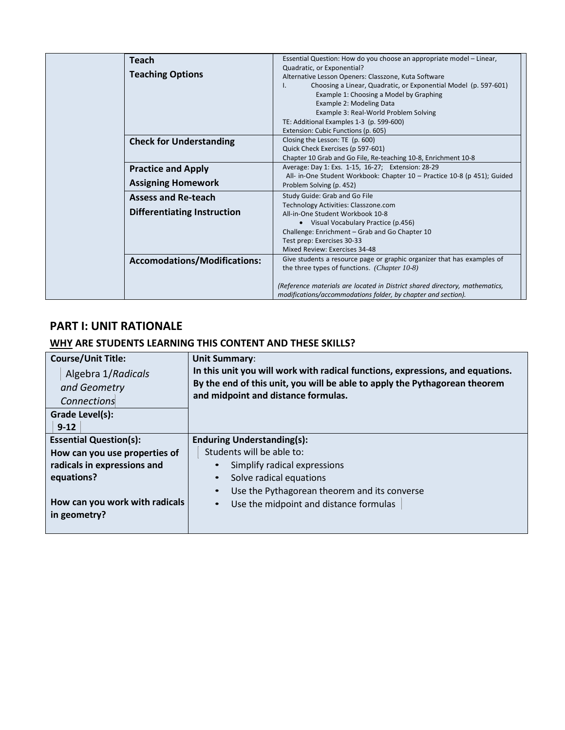| | | |
|---|---|---|
| | **Teach**<br>**Teaching Options** | Essential Question: How do you choose an appropriate model – Linear, Quadratic, or Exponential?<br>Alternative Lesson Openers: Classzone, Kuta Software<br>I. Choosing a Linear, Quadratic, or Exponential Model (p. 597-601)<br>Example 1: Choosing a Model by Graphing<br>Example 2: Modeling Data<br>Example 3: Real-World Problem Solving<br>TE: Additional Examples 1-3 (p. 599-600)<br>Extension: Cubic Functions (p. 605) |
| | **Check for Understanding** | Closing the Lesson: TE (p. 600)<br>Quick Check Exercises (p 597-601)<br>Chapter 10 Grab and Go File, Re-teaching 10-8, Enrichment 10-8 |
| | **Practice and Apply**<br>**Assigning Homework** | Average: Day 1: Exs. 1-15, 16-27; Extension: 28-29<br>All- in-One Student Workbook: Chapter 10 – Practice 10-8 (p 451); Guided Problem Solving (p. 452) |
| | **Assess and Re-teach**<br>**Differentiating Instruction** | Study Guide: Grab and Go File<br>Technology Activities: Classzone.com<br>All-in-One Student Workbook 10-8<br>• Visual Vocabulary Practice (p.456)<br>Challenge: Enrichment – Grab and Go Chapter 10<br>Test prep: Exercises 30-33<br>Mixed Review: Exercises 34-48 |
| | **Accomodations/Modifications:** | Give students a resource page or graphic organizer that has examples of the three types of functions. *(Chapter 10-8)*<br><br>*(Reference materials are located in District shared directory, mathematics, modifications/accommodations folder, by chapter and section).* |

## PART I: UNIT RATIONALE

### WHY ARE STUDENTS LEARNING THIS CONTENT AND THESE SKILLS?

| **Course/Unit Title:** | **Unit Summary**: |
|---|---|
| Algebra 1/*Radicals and Geometry Connections* | **In this unit you will work with radical functions, expressions, and equations. By the end of this unit, you will be able to apply the Pythagorean theorem and midpoint and distance formulas.** |
| **Grade Level(s):**<br>**9-12** | |
| **Essential Question(s):**<br>**How can you use properties of radicals in expressions and equations?**<br><br>**How can you work with radicals in geometry?** | **Enduring Understanding(s):**<br>Students will be able to:<br>• Simplify radical expressions<br>• Solve radical equations<br>• Use the Pythagorean theorem and its converse<br>• Use the midpoint and distance formulas |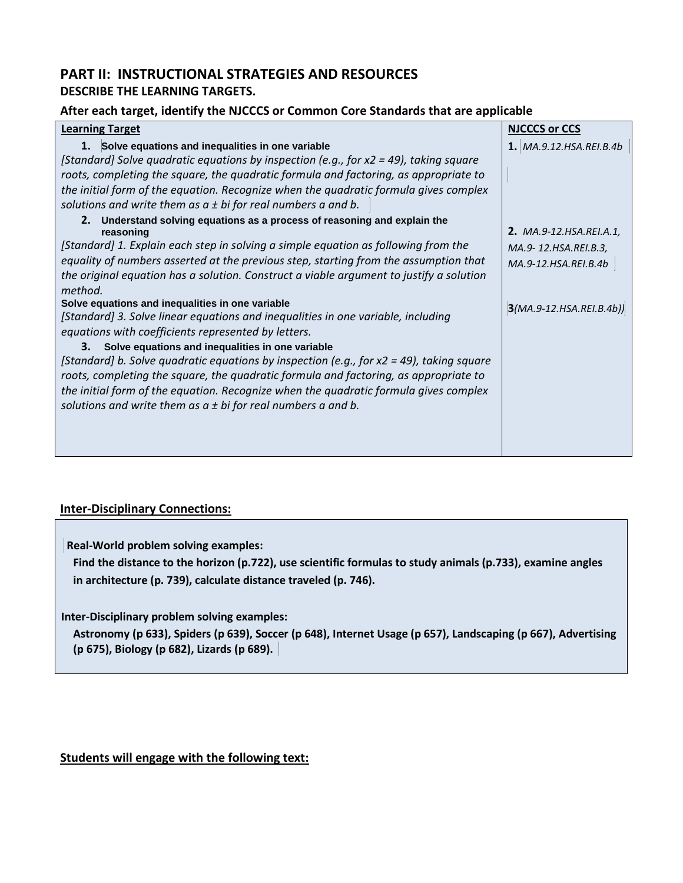## PART II: INSTRUCTIONAL STRATEGIES AND RESOURCES

### DESCRIBE THE LEARNING TARGETS.

### After each target, identify the NJCCCS or Common Core Standards that are applicable

| Learning Target | NJCCCS or CCS |
|---|---|
| **1. Solve equations and inequalities in one variable**<br>*[Standard] Solve quadratic equations by inspection (e.g., for x2 = 49), taking square roots, completing the square, the quadratic formula and factoring, as appropriate to the initial form of the equation. Recognize when the quadratic formula gives complex solutions and write them as a ± bi for real numbers a and b.* | **1.** *MA.9.12.HSA.REI.B.4b* |
| **2. Understand solving equations as a process of reasoning and explain the reasoning**<br>*[Standard] 1. Explain each step in solving a simple equation as following from the equality of numbers asserted at the previous step, starting from the assumption that the original equation has a solution. Construct a viable argument to justify a solution method.*<br>**Solve equations and inequalities in one variable**<br>*[Standard] 3. Solve linear equations and inequalities in one variable, including equations with coefficients represented by letters.* | **2.** *MA.9-12.HSA.REI.A.1, MA.9- 12.HSA.REI.B.3, MA.9-12.HSA.REI.B.4b* |
| **3. Solve equations and inequalities in one variable**<br>*[Standard] b. Solve quadratic equations by inspection (e.g., for x2 = 49), taking square roots, completing the square, the quadratic formula and factoring, as appropriate to the initial form of the equation. Recognize when the quadratic formula gives complex solutions and write them as a ± bi for real numbers a and b.* | **3***(MA.9-12.HSA.REI.B.4b))* |

**Inter-Disciplinary Connections:**

**Real-World problem solving examples:**

**Find the distance to the horizon (p.722), use scientific formulas to study animals (p.733), examine angles in architecture (p. 739), calculate distance traveled (p. 746).**

**Inter-Disciplinary problem solving examples:**

**Astronomy (p 633), Spiders (p 639), Soccer (p 648), Internet Usage (p 657), Landscaping (p 667), Advertising (p 675), Biology (p 682), Lizards (p 689).**

**Students will engage with the following text:**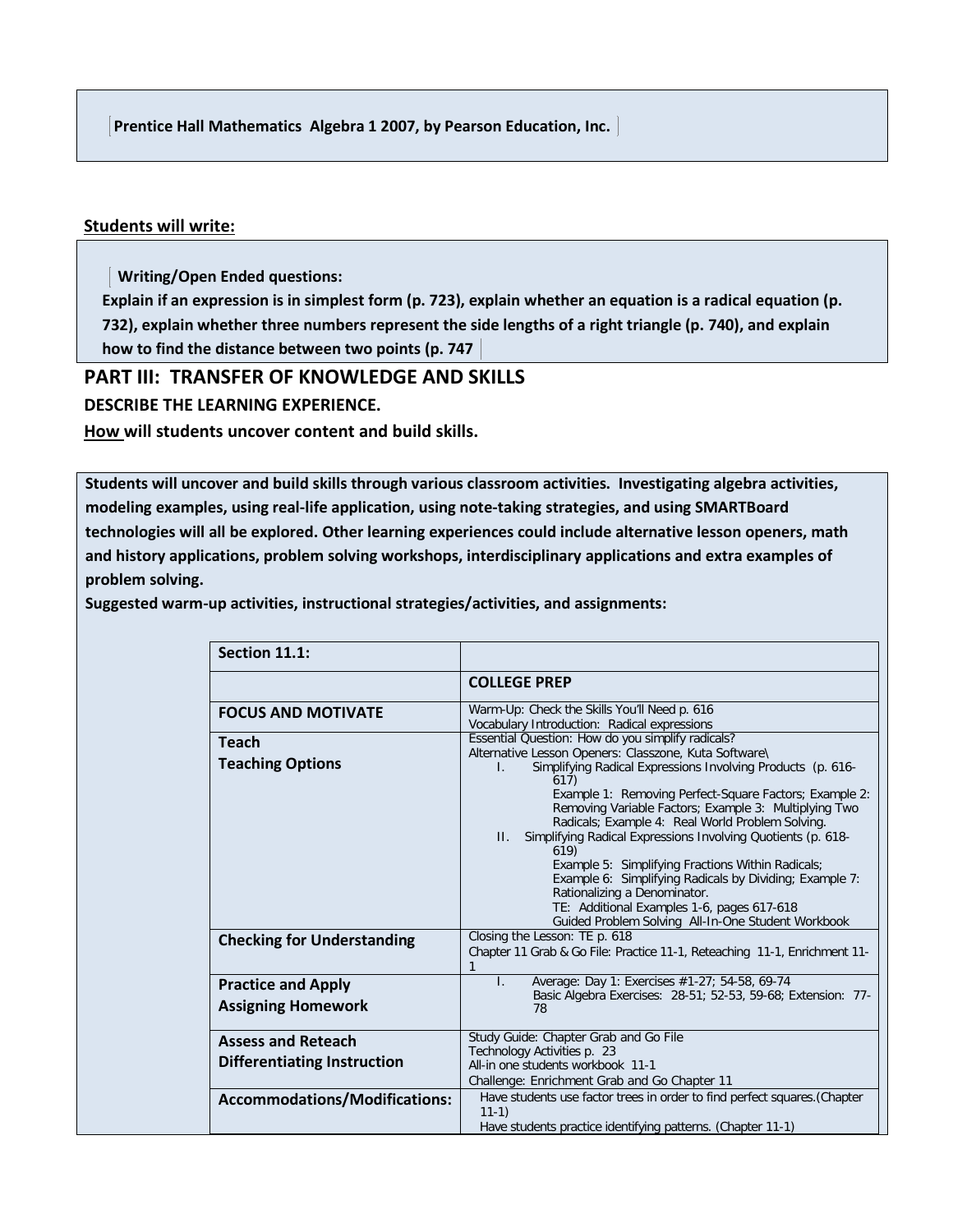**Prentice Hall Mathematics Algebra 1 2007, by Pearson Education, Inc.**

**Students will write:**

**Writing/Open Ended questions:**
**Explain if an expression is in simplest form (p. 723), explain whether an equation is a radical equation (p. 732), explain whether three numbers represent the side lengths of a right triangle (p. 740), and explain how to find the distance between two points (p. 747**

## PART III: TRANSFER OF KNOWLEDGE AND SKILLS

**DESCRIBE THE LEARNING EXPERIENCE.**

**How will students uncover content and build skills.**

**Students will uncover and build skills through various classroom activities. Investigating algebra activities, modeling examples, using real-life application, using note-taking strategies, and using SMARTBoard technologies will all be explored. Other learning experiences could include alternative lesson openers, math and history applications, problem solving workshops, interdisciplinary applications and extra examples of problem solving.**

**Suggested warm-up activities, instructional strategies/activities, and assignments:**

| **Section 11.1:** | |
|---|---|
| | **COLLEGE PREP** |
| **FOCUS AND MOTIVATE** | Warm-Up: Check the Skills You'll Need p. 616<br>Vocabulary Introduction: Radical expressions |
| **Teach**<br>**Teaching Options** | Essential Question: How do you simplify radicals?<br>Alternative Lesson Openers: Classzone, Kuta Software\<br>I. Simplifying Radical Expressions Involving Products (p. 616-617)<br>Example 1: Removing Perfect-Square Factors; Example 2: Removing Variable Factors; Example 3: Multiplying Two Radicals; Example 4: Real World Problem Solving.<br>II. Simplifying Radical Expressions Involving Quotients (p. 618-619)<br>Example 5: Simplifying Fractions Within Radicals; Example 6: Simplifying Radicals by Dividing; Example 7: Rationalizing a Denominator.<br>TE: Additional Examples 1-6, pages 617-618<br>Guided Problem Solving All-In-One Student Workbook |
| **Checking for Understanding** | Closing the Lesson: TE p. 618<br>Chapter 11 Grab & Go File: Practice 11-1, Reteaching 11-1, Enrichment 11-1 |
| **Practice and Apply**<br>**Assigning Homework** | I. Average: Day 1: Exercises #1-27; 54-58, 69-74<br>Basic Algebra Exercises: 28-51; 52-53, 59-68; Extension: 77-78 |
| **Assess and Reteach**<br>**Differentiating Instruction** | Study Guide: Chapter Grab and Go File<br>Technology Activities p. 23<br>All-in one students workbook 11-1<br>Challenge: Enrichment Grab and Go Chapter 11 |
| **Accommodations/Modifications:** | Have students use factor trees in order to find perfect squares.(Chapter 11-1)<br>Have students practice identifying patterns. (Chapter 11-1) |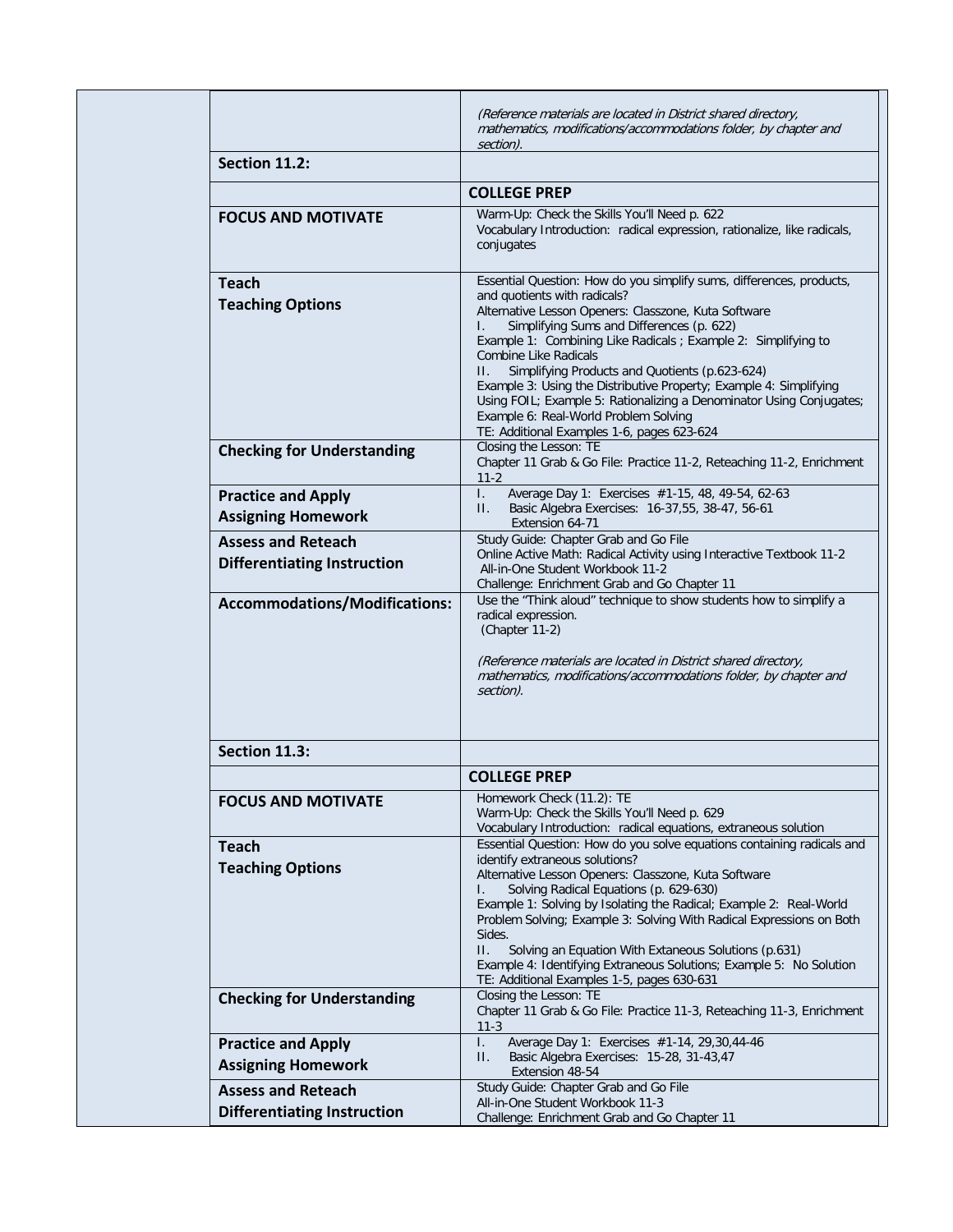| | |
|---|---|
| | *(Reference materials are located in District shared directory, mathematics, modifications/accommodations folder, by chapter and section).* |
| **Section 11.2:** | |
| | **COLLEGE PREP** |
| **FOCUS AND MOTIVATE** | Warm-Up: Check the Skills You'll Need p. 622<br>Vocabulary Introduction: radical expression, rationalize, like radicals, conjugates |
| **Teach**<br>**Teaching Options** | Essential Question: How do you simplify sums, differences, products, and quotients with radicals?<br>Alternative Lesson Openers: Classzone, Kuta Software<br>I. Simplifying Sums and Differences (p. 622)<br>Example 1: Combining Like Radicals ; Example 2: Simplifying to Combine Like Radicals<br>II. Simplifying Products and Quotients (p.623-624)<br>Example 3: Using the Distributive Property; Example 4: Simplifying Using FOIL; Example 5: Rationalizing a Denominator Using Conjugates; Example 6: Real-World Problem Solving<br>TE: Additional Examples 1-6, pages 623-624 |
| **Checking for Understanding** | Closing the Lesson: TE<br>Chapter 11 Grab & Go File: Practice 11-2, Reteaching 11-2, Enrichment 11-2 |
| **Practice and Apply**<br>**Assigning Homework** | I. Average Day 1: Exercises #1-15, 48, 49-54, 62-63<br>II. Basic Algebra Exercises: 16-37,55, 38-47, 56-61<br>Extension 64-71 |
| **Assess and Reteach**<br>**Differentiating Instruction** | Study Guide: Chapter Grab and Go File<br>Online Active Math: Radical Activity using Interactive Textbook 11-2<br>All-in-One Student Workbook 11-2<br>Challenge: Enrichment Grab and Go Chapter 11 |
| **Accommodations/Modifications:** | Use the "Think aloud" technique to show students how to simplify a radical expression.<br>(Chapter 11-2)<br><br>*(Reference materials are located in District shared directory, mathematics, modifications/accommodations folder, by chapter and section).* |
| **Section 11.3:** | |
| | **COLLEGE PREP** |
| **FOCUS AND MOTIVATE** | Homework Check (11.2): TE<br>Warm-Up: Check the Skills You'll Need p. 629<br>Vocabulary Introduction: radical equations, extraneous solution |
| **Teach**<br>**Teaching Options** | Essential Question: How do you solve equations containing radicals and identify extraneous solutions?<br>Alternative Lesson Openers: Classzone, Kuta Software<br>I. Solving Radical Equations (p. 629-630)<br>Example 1: Solving by Isolating the Radical; Example 2: Real-World Problem Solving; Example 3: Solving With Radical Expressions on Both Sides.<br>II. Solving an Equation With Extaneous Solutions (p.631)<br>Example 4: Identifying Extraneous Solutions; Example 5: No Solution<br>TE: Additional Examples 1-5, pages 630-631 |
| **Checking for Understanding** | Closing the Lesson: TE<br>Chapter 11 Grab & Go File: Practice 11-3, Reteaching 11-3, Enrichment 11-3 |
| **Practice and Apply**<br>**Assigning Homework** | I. Average Day 1: Exercises #1-14, 29,30,44-46<br>II. Basic Algebra Exercises: 15-28, 31-43,47<br>Extension 48-54 |
| **Assess and Reteach**<br>**Differentiating Instruction** | Study Guide: Chapter Grab and Go File<br>All-in-One Student Workbook 11-3<br>Challenge: Enrichment Grab and Go Chapter 11 |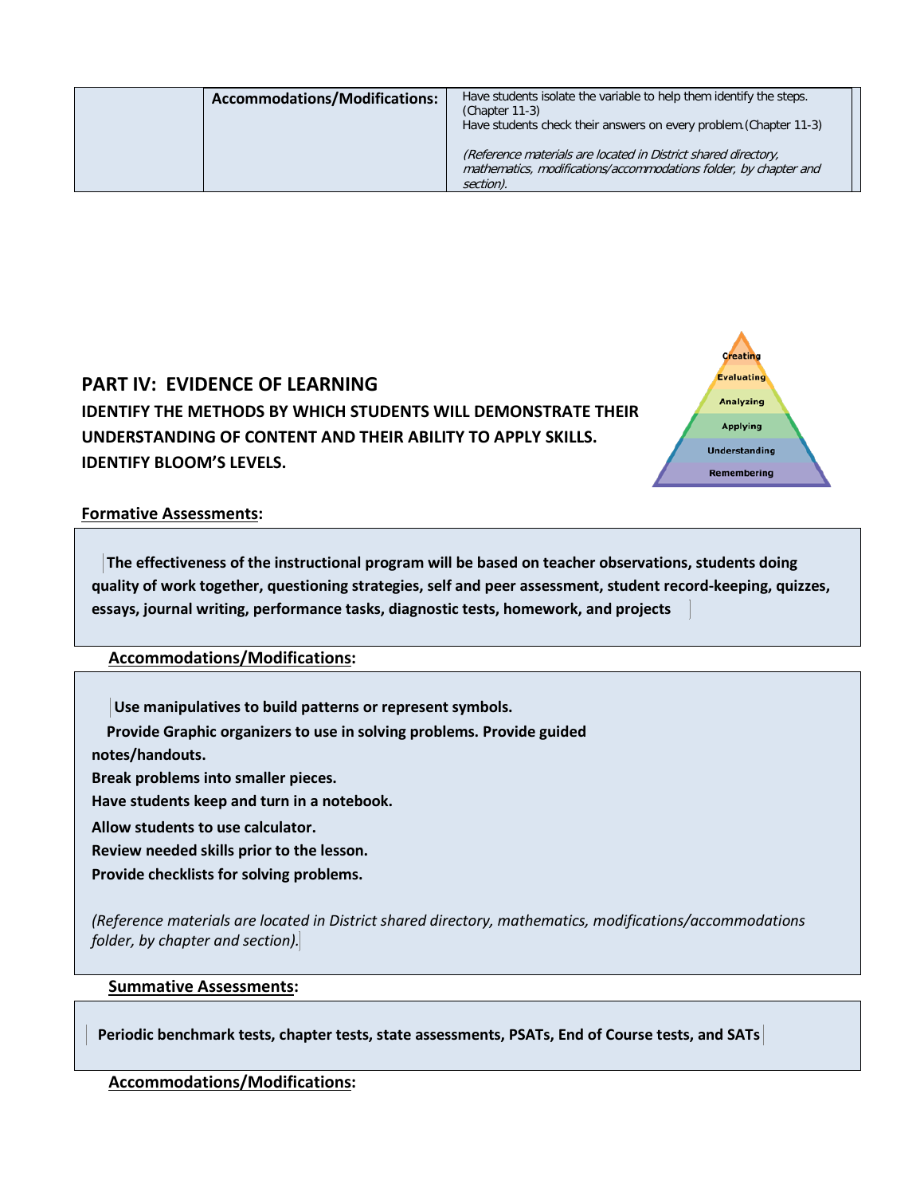| | Accommodations/Modifications: | Have students isolate the variable to help them identify the steps. (Chapter 11-3)<br>Have students check their answers on every problem.(Chapter 11-3)<br><br>*(Reference materials are located in District shared directory, mathematics, modifications/accommodations folder, by chapter and section).* |
|---|---|---|

## PART IV: EVIDENCE OF LEARNING

**IDENTIFY THE METHODS BY WHICH STUDENTS WILL DEMONSTRATE THEIR UNDERSTANDING OF CONTENT AND THEIR ABILITY TO APPLY SKILLS. IDENTIFY BLOOM'S LEVELS.**

Creating
Evaluating
Analyzing
Applying
Understanding
Remembering

**Formative Assessments:**

**The effectiveness of the instructional program will be based on teacher observations, students doing quality of work together, questioning strategies, self and peer assessment, student record-keeping, quizzes, essays, journal writing, performance tasks, diagnostic tests, homework, and projects**

**Accommodations/Modifications:**

**Use manipulatives to build patterns or represent symbols.**
**Provide Graphic organizers to use in solving problems. Provide guided notes/handouts.**
**Break problems into smaller pieces.**
**Have students keep and turn in a notebook.**
**Allow students to use calculator.**
**Review needed skills prior to the lesson.**
**Provide checklists for solving problems.**

*(Reference materials are located in District shared directory, mathematics, modifications/accommodations folder, by chapter and section).*

**Summative Assessments:**

**Periodic benchmark tests, chapter tests, state assessments, PSATs, End of Course tests, and SATs**

**Accommodations/Modifications:**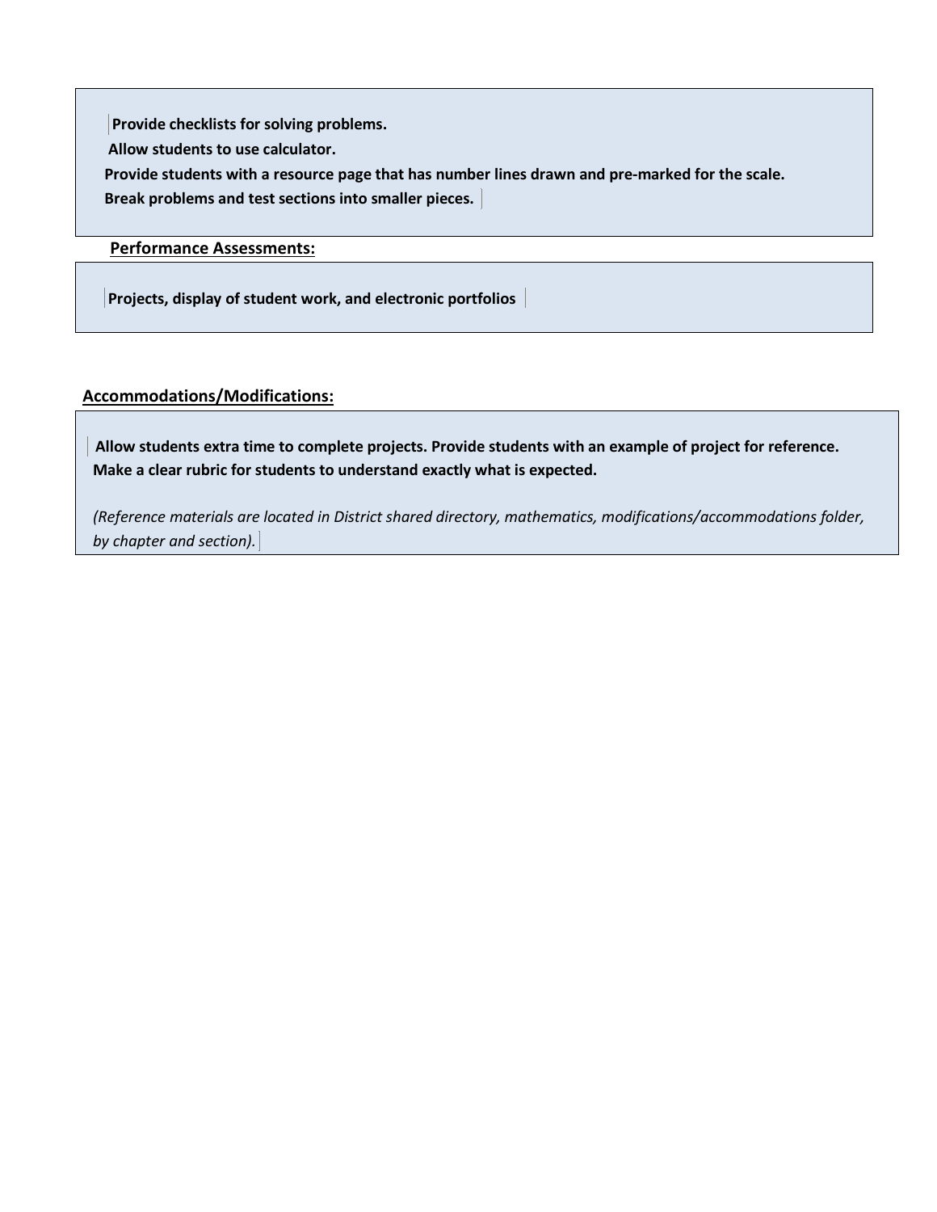**Provide checklists for solving problems.**

**Allow students to use calculator.**

**Provide students with a resource page that has number lines drawn and pre-marked for the scale.**

**Break problems and test sections into smaller pieces.**

**Performance Assessments:**

**Projects, display of student work, and electronic portfolios**

**Accommodations/Modifications:**

**Allow students extra time to complete projects. Provide students with an example of project for reference. Make a clear rubric for students to understand exactly what is expected.**

*(Reference materials are located in District shared directory, mathematics, modifications/accommodations folder, by chapter and section).*